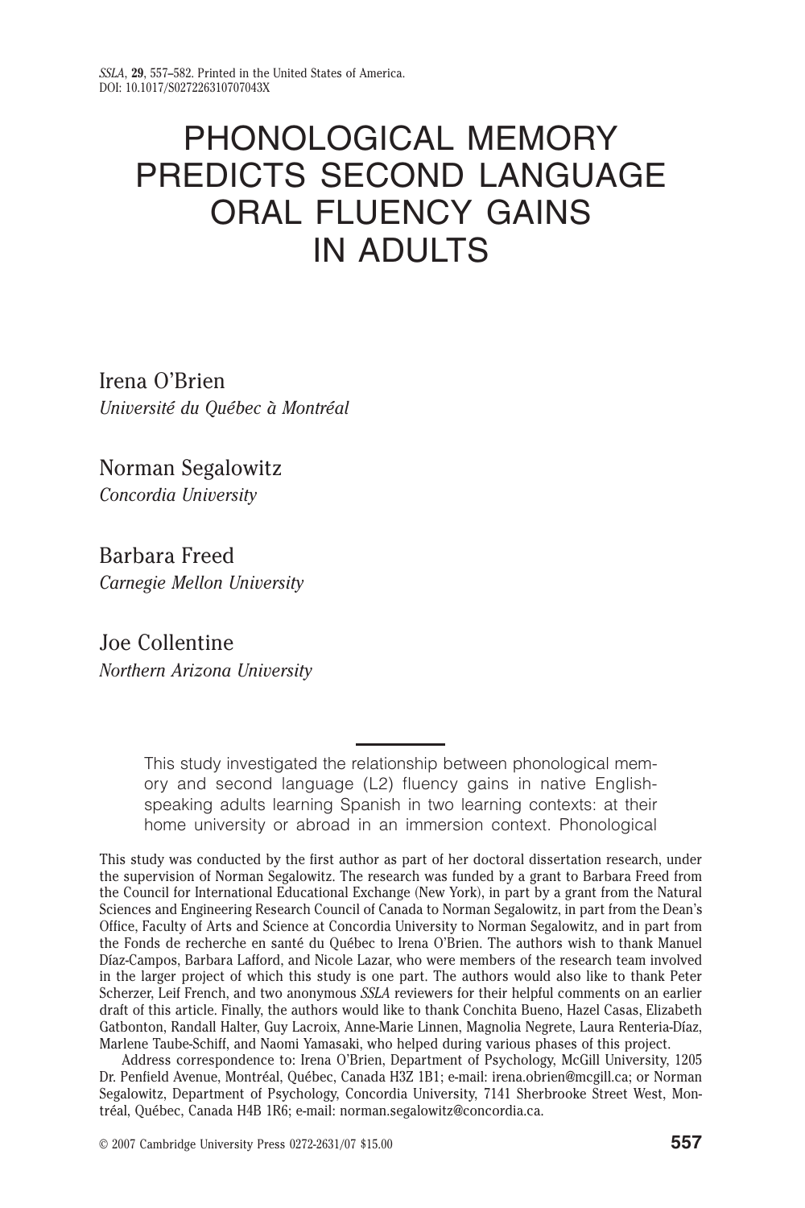# PHONOLOGICAL MEMORY PREDICTS SECOND LANGUAGE ORAL FLUENCY GAINS IN ADULTS

Irena O'Brien
*Université du Québec à Montréal*

Norman Segalowitz
*Concordia University*

Barbara Freed
*Carnegie Mellon University*

Joe Collentine
*Northern Arizona University*

This study investigated the relationship between phonological memory and second language (L2) fluency gains in native English-speaking adults learning Spanish in two learning contexts: at their home university or abroad in an immersion context. Phonological

This study was conducted by the first author as part of her doctoral dissertation research, under the supervision of Norman Segalowitz. The research was funded by a grant to Barbara Freed from the Council for International Educational Exchange (New York), in part by a grant from the Natural Sciences and Engineering Research Council of Canada to Norman Segalowitz, in part from the Dean's Office, Faculty of Arts and Science at Concordia University to Norman Segalowitz, and in part from the Fonds de recherche en santé du Québec to Irena O'Brien. The authors wish to thank Manuel Díaz-Campos, Barbara Lafford, and Nicole Lazar, who were members of the research team involved in the larger project of which this study is one part. The authors would also like to thank Peter Scherzer, Leif French, and two anonymous *SSLA* reviewers for their helpful comments on an earlier draft of this article. Finally, the authors would like to thank Conchita Bueno, Hazel Casas, Elizabeth Gatbonton, Randall Halter, Guy Lacroix, Anne-Marie Linnen, Magnolia Negrete, Laura Renteria-Díaz, Marlene Taube-Schiff, and Naomi Yamasaki, who helped during various phases of this project.

Address correspondence to: Irena O'Brien, Department of Psychology, McGill University, 1205 Dr. Penfield Avenue, Montréal, Québec, Canada H3Z 1B1; e-mail: irena.obrien@mcgill.ca; or Norman Segalowitz, Department of Psychology, Concordia University, 7141 Sherbrooke Street West, Montréal, Québec, Canada H4B 1R6; e-mail: norman.segalowitz@concordia.ca.

© 2007 Cambridge University Press 0272-2631/07 $15.00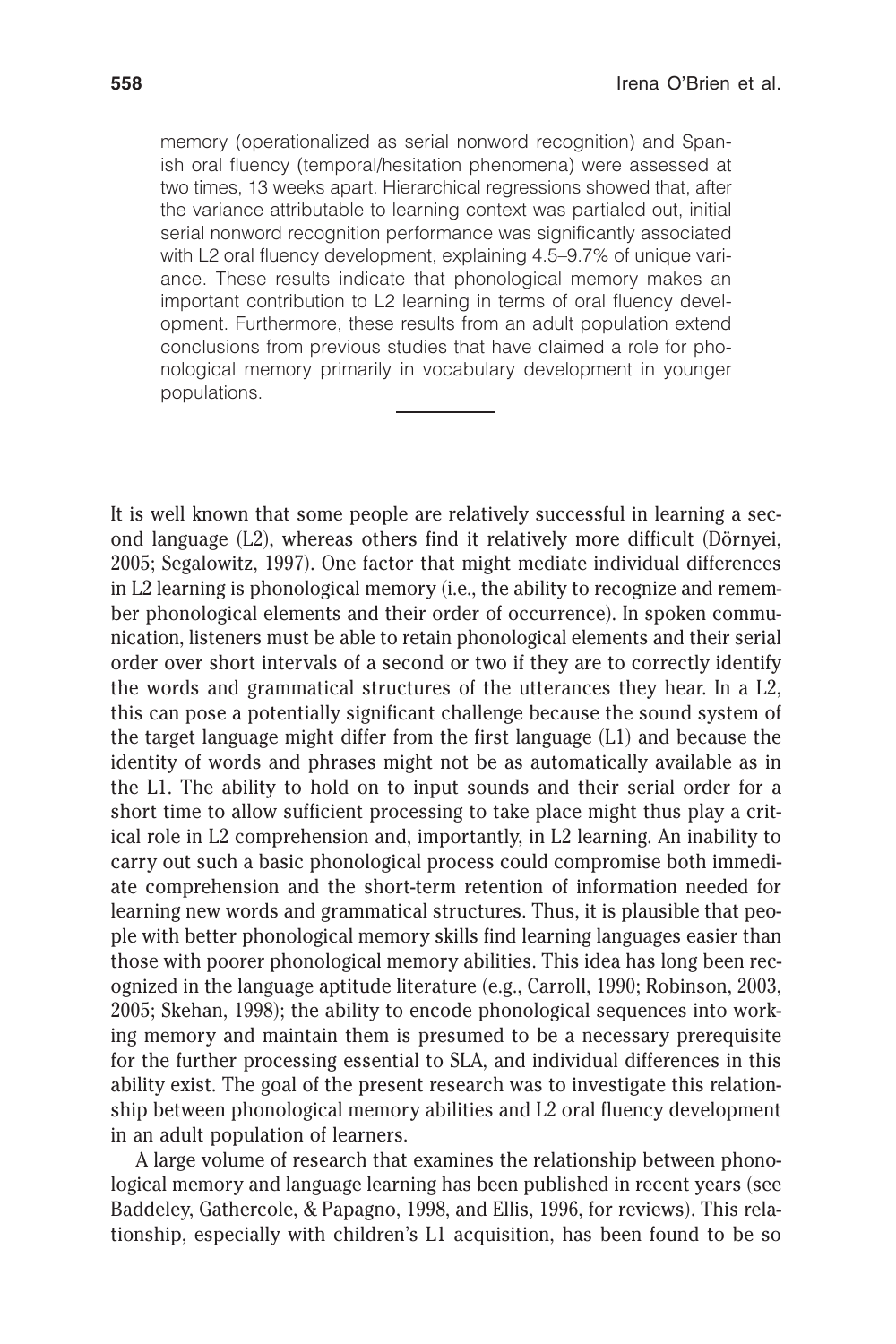memory (operationalized as serial nonword recognition) and Spanish oral fluency (temporal/hesitation phenomena) were assessed at two times, 13 weeks apart. Hierarchical regressions showed that, after the variance attributable to learning context was partialed out, initial serial nonword recognition performance was significantly associated with L2 oral fluency development, explaining 4.5–9.7% of unique variance. These results indicate that phonological memory makes an important contribution to L2 learning in terms of oral fluency development. Furthermore, these results from an adult population extend conclusions from previous studies that have claimed a role for phonological memory primarily in vocabulary development in younger populations.

---

It is well known that some people are relatively successful in learning a second language (L2), whereas others find it relatively more difficult (Dörnyei, 2005; Segalowitz, 1997). One factor that might mediate individual differences in L2 learning is phonological memory (i.e., the ability to recognize and remember phonological elements and their order of occurrence). In spoken communication, listeners must be able to retain phonological elements and their serial order over short intervals of a second or two if they are to correctly identify the words and grammatical structures of the utterances they hear. In a L2, this can pose a potentially significant challenge because the sound system of the target language might differ from the first language (L1) and because the identity of words and phrases might not be as automatically available as in the L1. The ability to hold on to input sounds and their serial order for a short time to allow sufficient processing to take place might thus play a critical role in L2 comprehension and, importantly, in L2 learning. An inability to carry out such a basic phonological process could compromise both immediate comprehension and the short-term retention of information needed for learning new words and grammatical structures. Thus, it is plausible that people with better phonological memory skills find learning languages easier than those with poorer phonological memory abilities. This idea has long been recognized in the language aptitude literature (e.g., Carroll, 1990; Robinson, 2003, 2005; Skehan, 1998); the ability to encode phonological sequences into working memory and maintain them is presumed to be a necessary prerequisite for the further processing essential to SLA, and individual differences in this ability exist. The goal of the present research was to investigate this relationship between phonological memory abilities and L2 oral fluency development in an adult population of learners.

A large volume of research that examines the relationship between phonological memory and language learning has been published in recent years (see Baddeley, Gathercole, & Papagno, 1998, and Ellis, 1996, for reviews). This relationship, especially with children's L1 acquisition, has been found to be so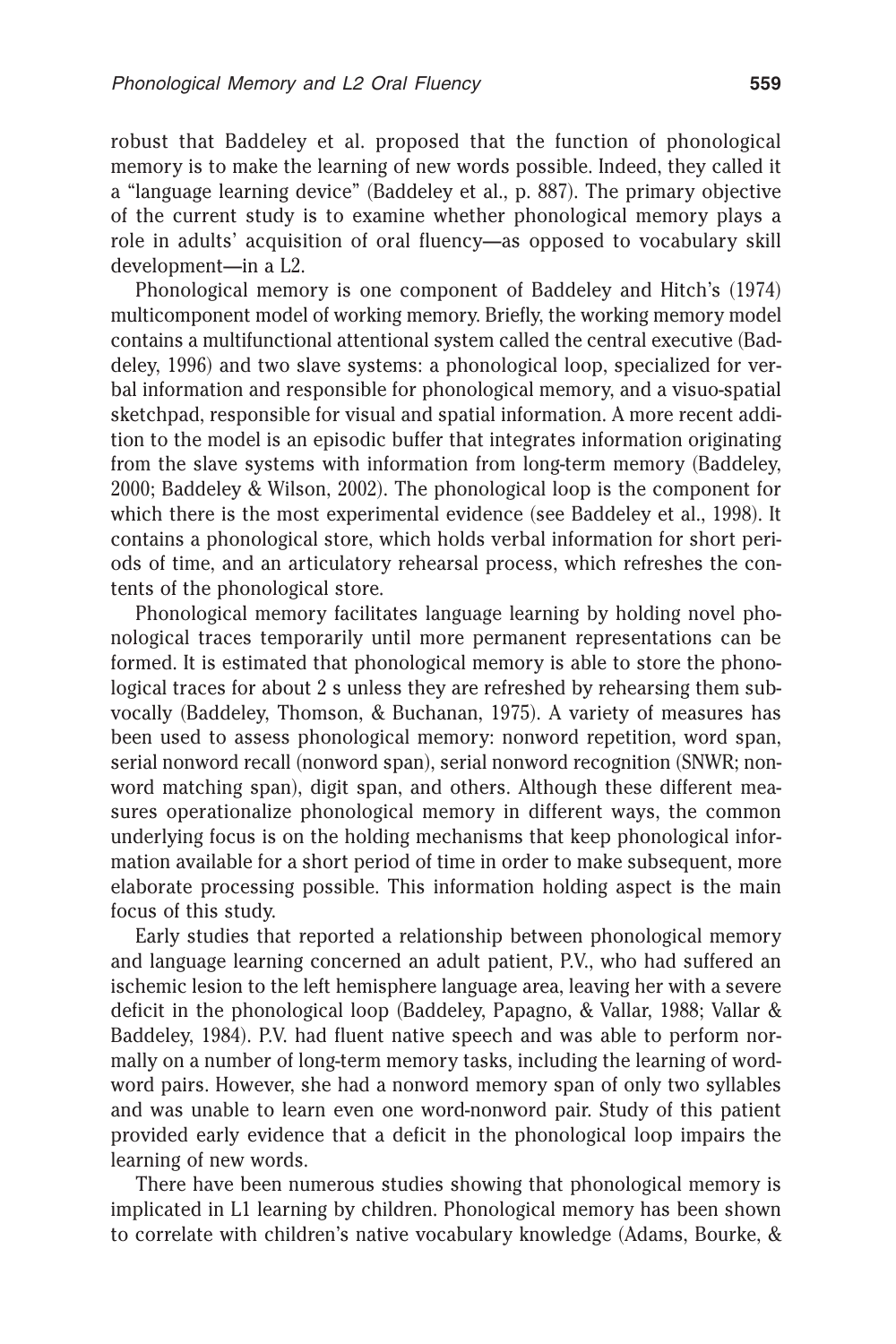robust that Baddeley et al. proposed that the function of phonological memory is to make the learning of new words possible. Indeed, they called it a "language learning device" (Baddeley et al., p. 887). The primary objective of the current study is to examine whether phonological memory plays a role in adults' acquisition of oral fluency—as opposed to vocabulary skill development—in a L2.

Phonological memory is one component of Baddeley and Hitch's (1974) multicomponent model of working memory. Briefly, the working memory model contains a multifunctional attentional system called the central executive (Baddeley, 1996) and two slave systems: a phonological loop, specialized for verbal information and responsible for phonological memory, and a visuo-spatial sketchpad, responsible for visual and spatial information. A more recent addition to the model is an episodic buffer that integrates information originating from the slave systems with information from long-term memory (Baddeley, 2000; Baddeley & Wilson, 2002). The phonological loop is the component for which there is the most experimental evidence (see Baddeley et al., 1998). It contains a phonological store, which holds verbal information for short periods of time, and an articulatory rehearsal process, which refreshes the contents of the phonological store.

Phonological memory facilitates language learning by holding novel phonological traces temporarily until more permanent representations can be formed. It is estimated that phonological memory is able to store the phonological traces for about 2 s unless they are refreshed by rehearsing them subvocally (Baddeley, Thomson, & Buchanan, 1975). A variety of measures has been used to assess phonological memory: nonword repetition, word span, serial nonword recall (nonword span), serial nonword recognition (SNWR; nonword matching span), digit span, and others. Although these different measures operationalize phonological memory in different ways, the common underlying focus is on the holding mechanisms that keep phonological information available for a short period of time in order to make subsequent, more elaborate processing possible. This information holding aspect is the main focus of this study.

Early studies that reported a relationship between phonological memory and language learning concerned an adult patient, P.V., who had suffered an ischemic lesion to the left hemisphere language area, leaving her with a severe deficit in the phonological loop (Baddeley, Papagno, & Vallar, 1988; Vallar & Baddeley, 1984). P.V. had fluent native speech and was able to perform normally on a number of long-term memory tasks, including the learning of word-word pairs. However, she had a nonword memory span of only two syllables and was unable to learn even one word-nonword pair. Study of this patient provided early evidence that a deficit in the phonological loop impairs the learning of new words.

There have been numerous studies showing that phonological memory is implicated in L1 learning by children. Phonological memory has been shown to correlate with children's native vocabulary knowledge (Adams, Bourke, &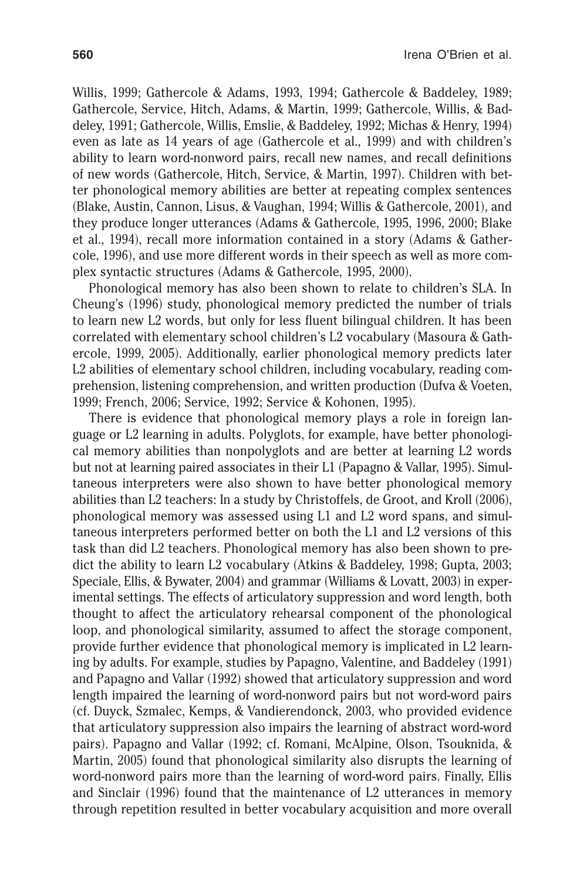Willis, 1999; Gathercole & Adams, 1993, 1994; Gathercole & Baddeley, 1989; Gathercole, Service, Hitch, Adams, & Martin, 1999; Gathercole, Willis, & Baddeley, 1991; Gathercole, Willis, Emslie, & Baddeley, 1992; Michas & Henry, 1994) even as late as 14 years of age (Gathercole et al., 1999) and with children's ability to learn word-nonword pairs, recall new names, and recall definitions of new words (Gathercole, Hitch, Service, & Martin, 1997). Children with better phonological memory abilities are better at repeating complex sentences (Blake, Austin, Cannon, Lisus, & Vaughan, 1994; Willis & Gathercole, 2001), and they produce longer utterances (Adams & Gathercole, 1995, 1996, 2000; Blake et al., 1994), recall more information contained in a story (Adams & Gathercole, 1996), and use more different words in their speech as well as more complex syntactic structures (Adams & Gathercole, 1995, 2000).

Phonological memory has also been shown to relate to children's SLA. In Cheung's (1996) study, phonological memory predicted the number of trials to learn new L2 words, but only for less fluent bilingual children. It has been correlated with elementary school children's L2 vocabulary (Masoura & Gathercole, 1999, 2005). Additionally, earlier phonological memory predicts later L2 abilities of elementary school children, including vocabulary, reading comprehension, listening comprehension, and written production (Dufva & Voeten, 1999; French, 2006; Service, 1992; Service & Kohonen, 1995).

There is evidence that phonological memory plays a role in foreign language or L2 learning in adults. Polyglots, for example, have better phonological memory abilities than nonpolyglots and are better at learning L2 words but not at learning paired associates in their L1 (Papagno & Vallar, 1995). Simultaneous interpreters were also shown to have better phonological memory abilities than L2 teachers: In a study by Christoffels, de Groot, and Kroll (2006), phonological memory was assessed using L1 and L2 word spans, and simultaneous interpreters performed better on both the L1 and L2 versions of this task than did L2 teachers. Phonological memory has also been shown to predict the ability to learn L2 vocabulary (Atkins & Baddeley, 1998; Gupta, 2003; Speciale, Ellis, & Bywater, 2004) and grammar (Williams & Lovatt, 2003) in experimental settings. The effects of articulatory suppression and word length, both thought to affect the articulatory rehearsal component of the phonological loop, and phonological similarity, assumed to affect the storage component, provide further evidence that phonological memory is implicated in L2 learning by adults. For example, studies by Papagno, Valentine, and Baddeley (1991) and Papagno and Vallar (1992) showed that articulatory suppression and word length impaired the learning of word-nonword pairs but not word-word pairs (cf. Duyck, Szmalec, Kemps, & Vandierendonck, 2003, who provided evidence that articulatory suppression also impairs the learning of abstract word-word pairs). Papagno and Vallar (1992; cf. Romani, McAlpine, Olson, Tsouknida, & Martin, 2005) found that phonological similarity also disrupts the learning of word-nonword pairs more than the learning of word-word pairs. Finally, Ellis and Sinclair (1996) found that the maintenance of L2 utterances in memory through repetition resulted in better vocabulary acquisition and more overall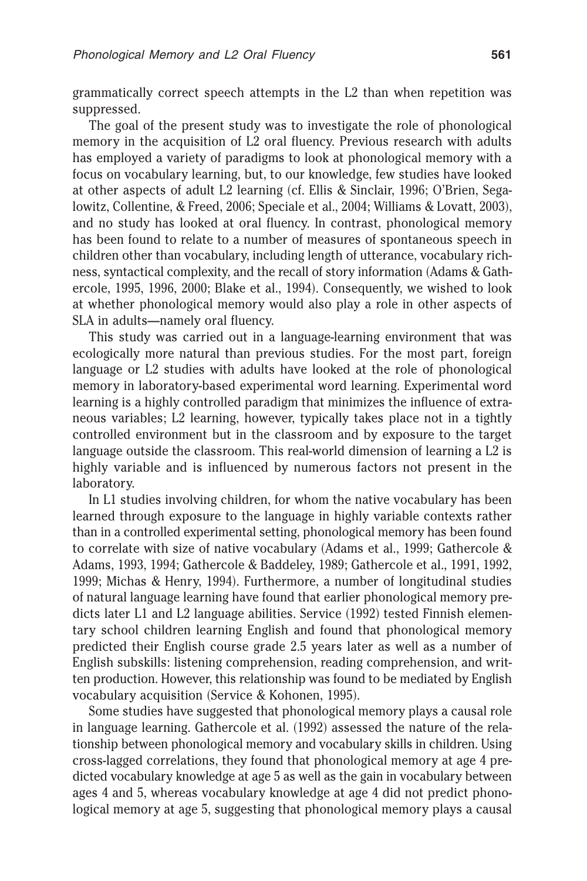grammatically correct speech attempts in the L2 than when repetition was suppressed.

The goal of the present study was to investigate the role of phonological memory in the acquisition of L2 oral fluency. Previous research with adults has employed a variety of paradigms to look at phonological memory with a focus on vocabulary learning, but, to our knowledge, few studies have looked at other aspects of adult L2 learning (cf. Ellis & Sinclair, 1996; O'Brien, Segalowitz, Collentine, & Freed, 2006; Speciale et al., 2004; Williams & Lovatt, 2003), and no study has looked at oral fluency. In contrast, phonological memory has been found to relate to a number of measures of spontaneous speech in children other than vocabulary, including length of utterance, vocabulary richness, syntactical complexity, and the recall of story information (Adams & Gathercole, 1995, 1996, 2000; Blake et al., 1994). Consequently, we wished to look at whether phonological memory would also play a role in other aspects of SLA in adults—namely oral fluency.

This study was carried out in a language-learning environment that was ecologically more natural than previous studies. For the most part, foreign language or L2 studies with adults have looked at the role of phonological memory in laboratory-based experimental word learning. Experimental word learning is a highly controlled paradigm that minimizes the influence of extraneous variables; L2 learning, however, typically takes place not in a tightly controlled environment but in the classroom and by exposure to the target language outside the classroom. This real-world dimension of learning a L2 is highly variable and is influenced by numerous factors not present in the laboratory.

In L1 studies involving children, for whom the native vocabulary has been learned through exposure to the language in highly variable contexts rather than in a controlled experimental setting, phonological memory has been found to correlate with size of native vocabulary (Adams et al., 1999; Gathercole & Adams, 1993, 1994; Gathercole & Baddeley, 1989; Gathercole et al., 1991, 1992, 1999; Michas & Henry, 1994). Furthermore, a number of longitudinal studies of natural language learning have found that earlier phonological memory predicts later L1 and L2 language abilities. Service (1992) tested Finnish elementary school children learning English and found that phonological memory predicted their English course grade 2.5 years later as well as a number of English subskills: listening comprehension, reading comprehension, and written production. However, this relationship was found to be mediated by English vocabulary acquisition (Service & Kohonen, 1995).

Some studies have suggested that phonological memory plays a causal role in language learning. Gathercole et al. (1992) assessed the nature of the relationship between phonological memory and vocabulary skills in children. Using cross-lagged correlations, they found that phonological memory at age 4 predicted vocabulary knowledge at age 5 as well as the gain in vocabulary between ages 4 and 5, whereas vocabulary knowledge at age 4 did not predict phonological memory at age 5, suggesting that phonological memory plays a causal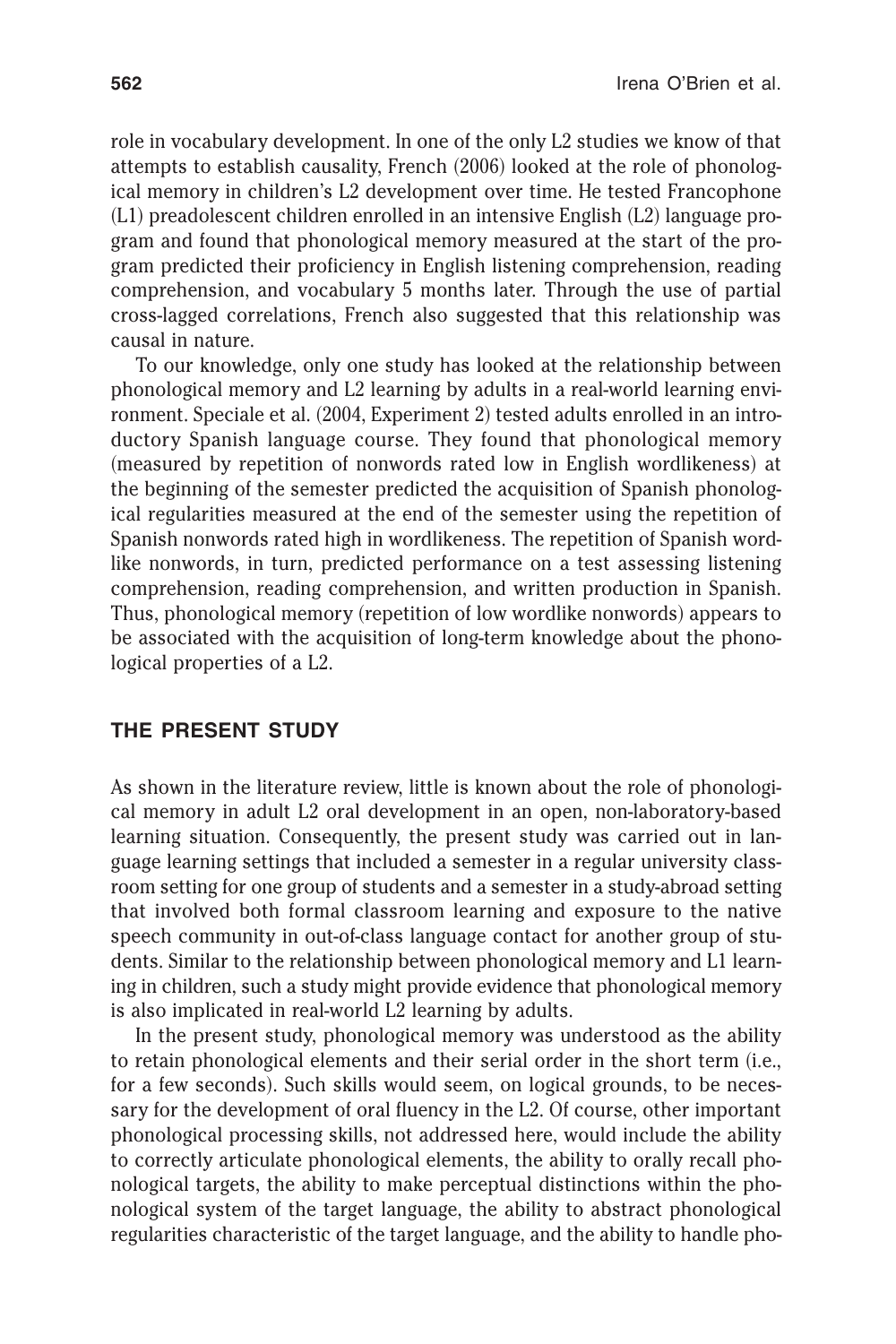role in vocabulary development. In one of the only L2 studies we know of that attempts to establish causality, French (2006) looked at the role of phonological memory in children's L2 development over time. He tested Francophone (L1) preadolescent children enrolled in an intensive English (L2) language program and found that phonological memory measured at the start of the program predicted their proficiency in English listening comprehension, reading comprehension, and vocabulary 5 months later. Through the use of partial cross-lagged correlations, French also suggested that this relationship was causal in nature.

To our knowledge, only one study has looked at the relationship between phonological memory and L2 learning by adults in a real-world learning environment. Speciale et al. (2004, Experiment 2) tested adults enrolled in an introductory Spanish language course. They found that phonological memory (measured by repetition of nonwords rated low in English wordlikeness) at the beginning of the semester predicted the acquisition of Spanish phonological regularities measured at the end of the semester using the repetition of Spanish nonwords rated high in wordlikeness. The repetition of Spanish wordlike nonwords, in turn, predicted performance on a test assessing listening comprehension, reading comprehension, and written production in Spanish. Thus, phonological memory (repetition of low wordlike nonwords) appears to be associated with the acquisition of long-term knowledge about the phonological properties of a L2.

## THE PRESENT STUDY

As shown in the literature review, little is known about the role of phonological memory in adult L2 oral development in an open, non-laboratory-based learning situation. Consequently, the present study was carried out in language learning settings that included a semester in a regular university classroom setting for one group of students and a semester in a study-abroad setting that involved both formal classroom learning and exposure to the native speech community in out-of-class language contact for another group of students. Similar to the relationship between phonological memory and L1 learning in children, such a study might provide evidence that phonological memory is also implicated in real-world L2 learning by adults.

In the present study, phonological memory was understood as the ability to retain phonological elements and their serial order in the short term (i.e., for a few seconds). Such skills would seem, on logical grounds, to be necessary for the development of oral fluency in the L2. Of course, other important phonological processing skills, not addressed here, would include the ability to correctly articulate phonological elements, the ability to orally recall phonological targets, the ability to make perceptual distinctions within the phonological system of the target language, the ability to abstract phonological regularities characteristic of the target language, and the ability to handle pho-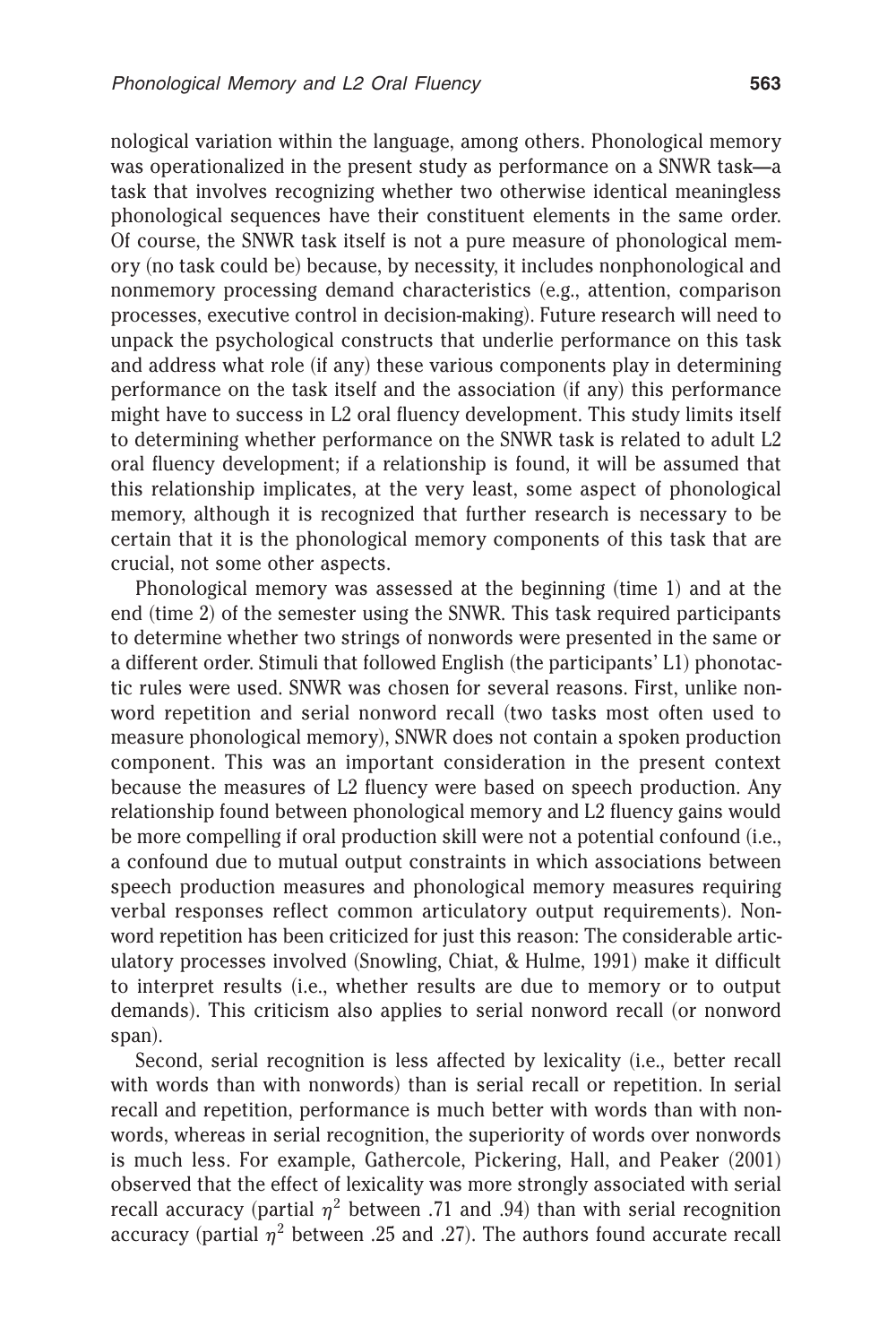nological variation within the language, among others. Phonological memory was operationalized in the present study as performance on a SNWR task—a task that involves recognizing whether two otherwise identical meaningless phonological sequences have their constituent elements in the same order. Of course, the SNWR task itself is not a pure measure of phonological memory (no task could be) because, by necessity, it includes nonphonological and nonmemory processing demand characteristics (e.g., attention, comparison processes, executive control in decision-making). Future research will need to unpack the psychological constructs that underlie performance on this task and address what role (if any) these various components play in determining performance on the task itself and the association (if any) this performance might have to success in L2 oral fluency development. This study limits itself to determining whether performance on the SNWR task is related to adult L2 oral fluency development; if a relationship is found, it will be assumed that this relationship implicates, at the very least, some aspect of phonological memory, although it is recognized that further research is necessary to be certain that it is the phonological memory components of this task that are crucial, not some other aspects.

Phonological memory was assessed at the beginning (time 1) and at the end (time 2) of the semester using the SNWR. This task required participants to determine whether two strings of nonwords were presented in the same or a different order. Stimuli that followed English (the participants' L1) phonotactic rules were used. SNWR was chosen for several reasons. First, unlike nonword repetition and serial nonword recall (two tasks most often used to measure phonological memory), SNWR does not contain a spoken production component. This was an important consideration in the present context because the measures of L2 fluency were based on speech production. Any relationship found between phonological memory and L2 fluency gains would be more compelling if oral production skill were not a potential confound (i.e., a confound due to mutual output constraints in which associations between speech production measures and phonological memory measures requiring verbal responses reflect common articulatory output requirements). Nonword repetition has been criticized for just this reason: The considerable articulatory processes involved (Snowling, Chiat, & Hulme, 1991) make it difficult to interpret results (i.e., whether results are due to memory or to output demands). This criticism also applies to serial nonword recall (or nonword span).

Second, serial recognition is less affected by lexicality (i.e., better recall with words than with nonwords) than is serial recall or repetition. In serial recall and repetition, performance is much better with words than with nonwords, whereas in serial recognition, the superiority of words over nonwords is much less. For example, Gathercole, Pickering, Hall, and Peaker (2001) observed that the effect of lexicality was more strongly associated with serial recall accuracy (partial $\eta^2$ between .71 and .94) than with serial recognition accuracy (partial $\eta^2$ between .25 and .27). The authors found accurate recall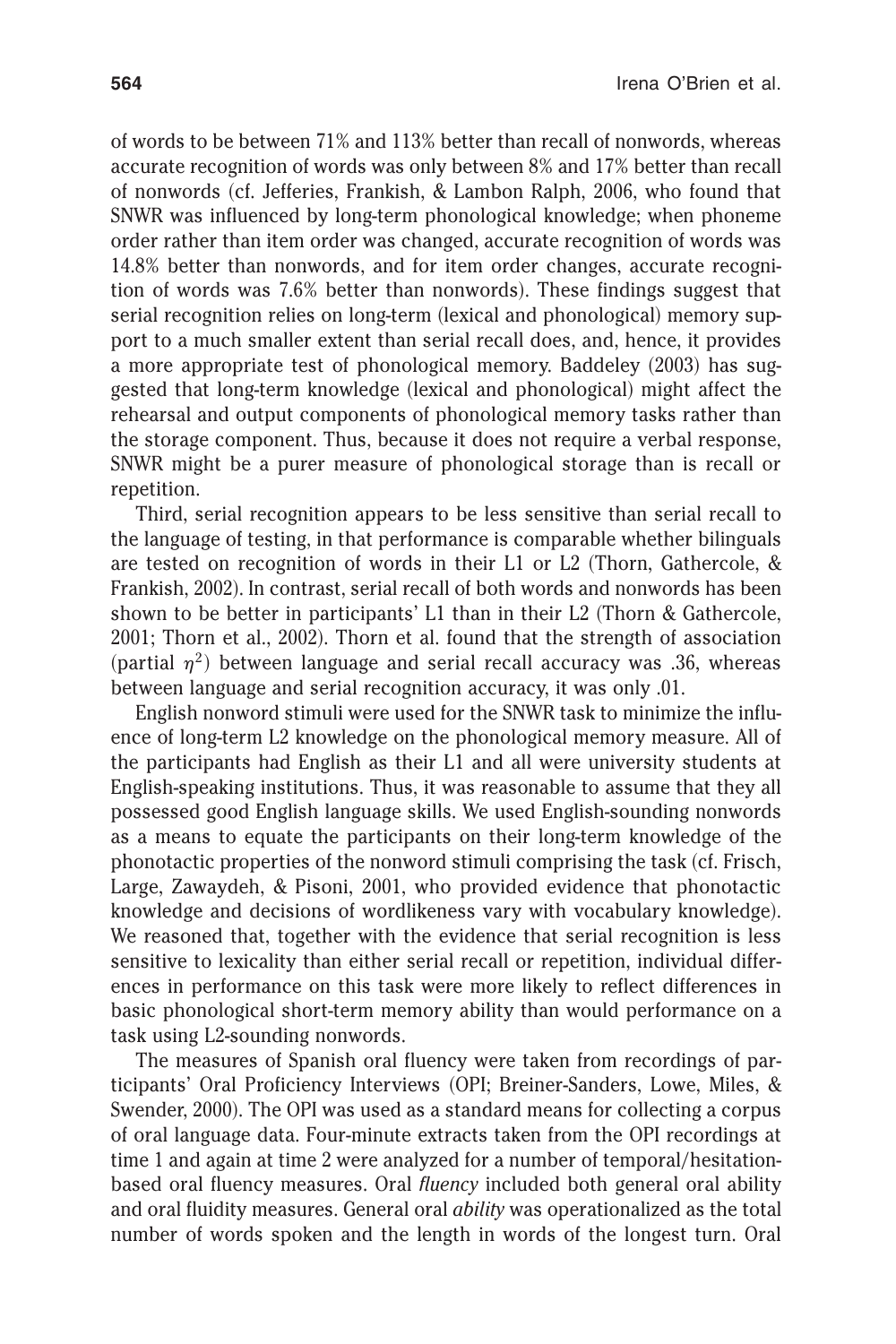of words to be between 71% and 113% better than recall of nonwords, whereas accurate recognition of words was only between 8% and 17% better than recall of nonwords (cf. Jefferies, Frankish, & Lambon Ralph, 2006, who found that SNWR was influenced by long-term phonological knowledge; when phoneme order rather than item order was changed, accurate recognition of words was 14.8% better than nonwords, and for item order changes, accurate recognition of words was 7.6% better than nonwords). These findings suggest that serial recognition relies on long-term (lexical and phonological) memory support to a much smaller extent than serial recall does, and, hence, it provides a more appropriate test of phonological memory. Baddeley (2003) has suggested that long-term knowledge (lexical and phonological) might affect the rehearsal and output components of phonological memory tasks rather than the storage component. Thus, because it does not require a verbal response, SNWR might be a purer measure of phonological storage than is recall or repetition.

Third, serial recognition appears to be less sensitive than serial recall to the language of testing, in that performance is comparable whether bilinguals are tested on recognition of words in their L1 or L2 (Thorn, Gathercole, & Frankish, 2002). In contrast, serial recall of both words and nonwords has been shown to be better in participants' L1 than in their L2 (Thorn & Gathercole, 2001; Thorn et al., 2002). Thorn et al. found that the strength of association (partial $\eta^2$) between language and serial recall accuracy was .36, whereas between language and serial recognition accuracy, it was only .01.

English nonword stimuli were used for the SNWR task to minimize the influence of long-term L2 knowledge on the phonological memory measure. All of the participants had English as their L1 and all were university students at English-speaking institutions. Thus, it was reasonable to assume that they all possessed good English language skills. We used English-sounding nonwords as a means to equate the participants on their long-term knowledge of the phonotactic properties of the nonword stimuli comprising the task (cf. Frisch, Large, Zawaydeh, & Pisoni, 2001, who provided evidence that phonotactic knowledge and decisions of wordlikeness vary with vocabulary knowledge). We reasoned that, together with the evidence that serial recognition is less sensitive to lexicality than either serial recall or repetition, individual differences in performance on this task were more likely to reflect differences in basic phonological short-term memory ability than would performance on a task using L2-sounding nonwords.

The measures of Spanish oral fluency were taken from recordings of participants' Oral Proficiency Interviews (OPI; Breiner-Sanders, Lowe, Miles, & Swender, 2000). The OPI was used as a standard means for collecting a corpus of oral language data. Four-minute extracts taken from the OPI recordings at time 1 and again at time 2 were analyzed for a number of temporal/hesitation-based oral fluency measures. Oral *fluency* included both general oral ability and oral fluidity measures. General oral *ability* was operationalized as the total number of words spoken and the length in words of the longest turn. Oral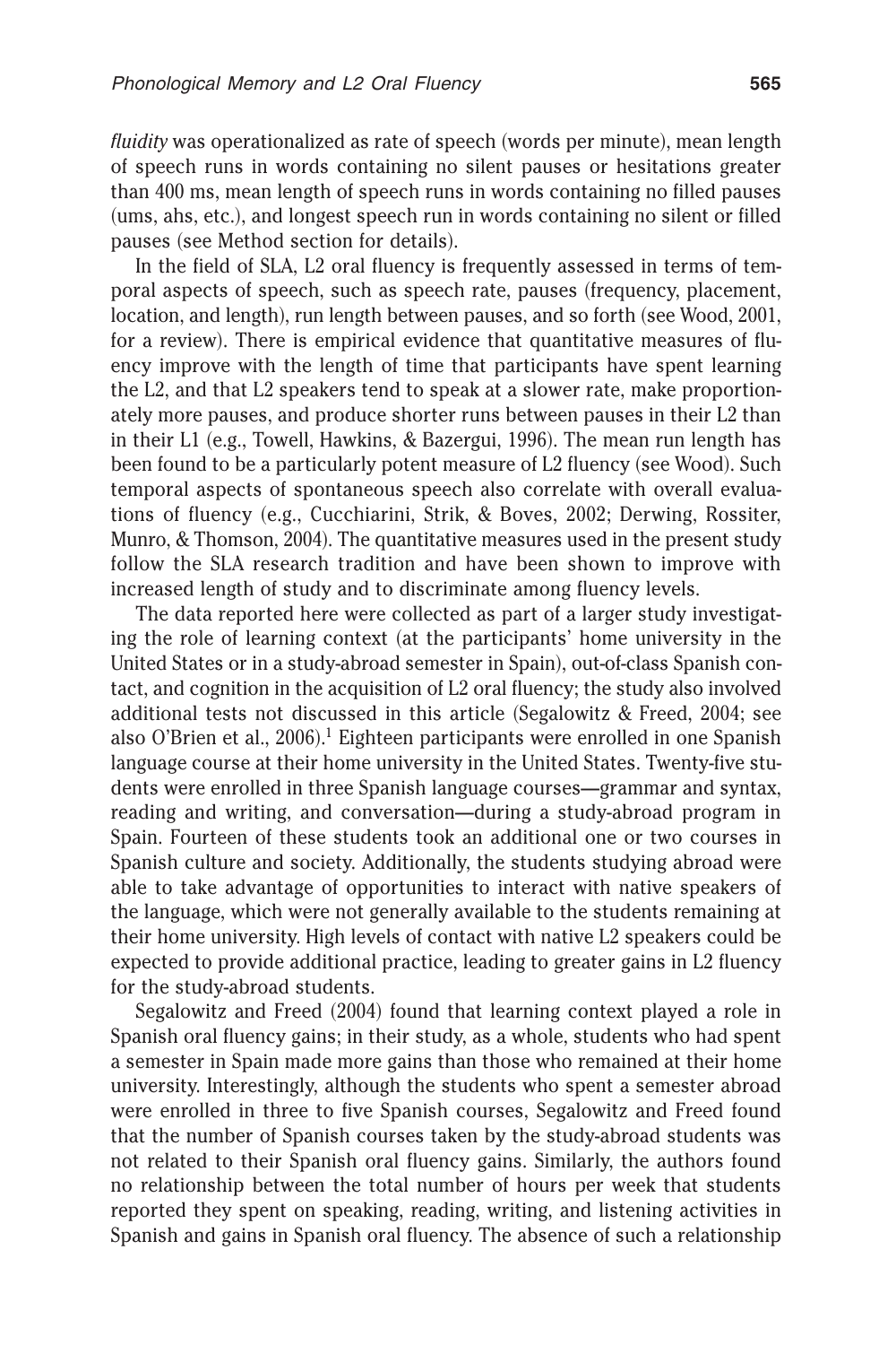*fluidity* was operationalized as rate of speech (words per minute), mean length of speech runs in words containing no silent pauses or hesitations greater than 400 ms, mean length of speech runs in words containing no filled pauses (ums, ahs, etc.), and longest speech run in words containing no silent or filled pauses (see Method section for details).

In the field of SLA, L2 oral fluency is frequently assessed in terms of temporal aspects of speech, such as speech rate, pauses (frequency, placement, location, and length), run length between pauses, and so forth (see Wood, 2001, for a review). There is empirical evidence that quantitative measures of fluency improve with the length of time that participants have spent learning the L2, and that L2 speakers tend to speak at a slower rate, make proportionately more pauses, and produce shorter runs between pauses in their L2 than in their L1 (e.g., Towell, Hawkins, & Bazergui, 1996). The mean run length has been found to be a particularly potent measure of L2 fluency (see Wood). Such temporal aspects of spontaneous speech also correlate with overall evaluations of fluency (e.g., Cucchiarini, Strik, & Boves, 2002; Derwing, Rossiter, Munro, & Thomson, 2004). The quantitative measures used in the present study follow the SLA research tradition and have been shown to improve with increased length of study and to discriminate among fluency levels.

The data reported here were collected as part of a larger study investigating the role of learning context (at the participants' home university in the United States or in a study-abroad semester in Spain), out-of-class Spanish contact, and cognition in the acquisition of L2 oral fluency; the study also involved additional tests not discussed in this article (Segalowitz & Freed, 2004; see also O'Brien et al., 2006).[1] Eighteen participants were enrolled in one Spanish language course at their home university in the United States. Twenty-five students were enrolled in three Spanish language courses—grammar and syntax, reading and writing, and conversation—during a study-abroad program in Spain. Fourteen of these students took an additional one or two courses in Spanish culture and society. Additionally, the students studying abroad were able to take advantage of opportunities to interact with native speakers of the language, which were not generally available to the students remaining at their home university. High levels of contact with native L2 speakers could be expected to provide additional practice, leading to greater gains in L2 fluency for the study-abroad students.

Segalowitz and Freed (2004) found that learning context played a role in Spanish oral fluency gains; in their study, as a whole, students who had spent a semester in Spain made more gains than those who remained at their home university. Interestingly, although the students who spent a semester abroad were enrolled in three to five Spanish courses, Segalowitz and Freed found that the number of Spanish courses taken by the study-abroad students was not related to their Spanish oral fluency gains. Similarly, the authors found no relationship between the total number of hours per week that students reported they spent on speaking, reading, writing, and listening activities in Spanish and gains in Spanish oral fluency. The absence of such a relationship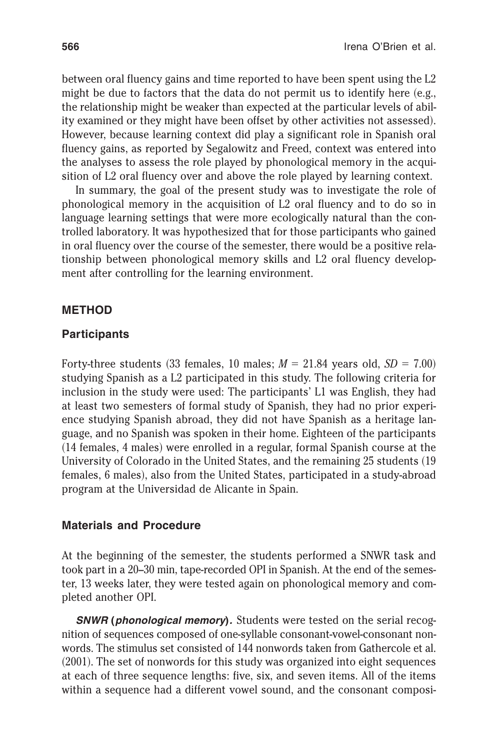between oral fluency gains and time reported to have been spent using the L2 might be due to factors that the data do not permit us to identify here (e.g., the relationship might be weaker than expected at the particular levels of ability examined or they might have been offset by other activities not assessed). However, because learning context did play a significant role in Spanish oral fluency gains, as reported by Segalowitz and Freed, context was entered into the analyses to assess the role played by phonological memory in the acquisition of L2 oral fluency over and above the role played by learning context.

In summary, the goal of the present study was to investigate the role of phonological memory in the acquisition of L2 oral fluency and to do so in language learning settings that were more ecologically natural than the controlled laboratory. It was hypothesized that for those participants who gained in oral fluency over the course of the semester, there would be a positive relationship between phonological memory skills and L2 oral fluency development after controlling for the learning environment.

## METHOD

### Participants

Forty-three students (33 females, 10 males; $M = 21.84$ years old, $SD = 7.00$) studying Spanish as a L2 participated in this study. The following criteria for inclusion in the study were used: The participants' L1 was English, they had at least two semesters of formal study of Spanish, they had no prior experience studying Spanish abroad, they did not have Spanish as a heritage language, and no Spanish was spoken in their home. Eighteen of the participants (14 females, 4 males) were enrolled in a regular, formal Spanish course at the University of Colorado in the United States, and the remaining 25 students (19 females, 6 males), also from the United States, participated in a study-abroad program at the Universidad de Alicante in Spain.

### Materials and Procedure

At the beginning of the semester, the students performed a SNWR task and took part in a 20–30 min, tape-recorded OPI in Spanish. At the end of the semester, 13 weeks later, they were tested again on phonological memory and completed another OPI.

***SNWR (phonological memory).*** Students were tested on the serial recognition of sequences composed of one-syllable consonant-vowel-consonant nonwords. The stimulus set consisted of 144 nonwords taken from Gathercole et al. (2001). The set of nonwords for this study was organized into eight sequences at each of three sequence lengths: five, six, and seven items. All of the items within a sequence had a different vowel sound, and the consonant composi-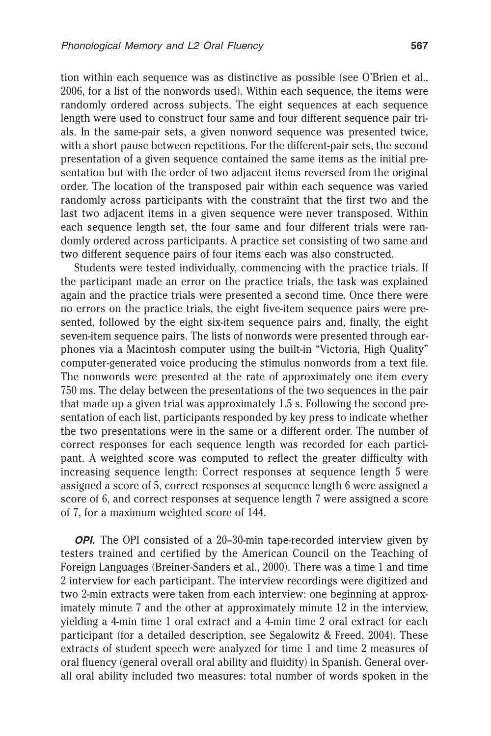tion within each sequence was as distinctive as possible (see O'Brien et al., 2006, for a list of the nonwords used). Within each sequence, the items were randomly ordered across subjects. The eight sequences at each sequence length were used to construct four same and four different sequence pair trials. In the same-pair sets, a given nonword sequence was presented twice, with a short pause between repetitions. For the different-pair sets, the second presentation of a given sequence contained the same items as the initial presentation but with the order of two adjacent items reversed from the original order. The location of the transposed pair within each sequence was varied randomly across participants with the constraint that the first two and the last two adjacent items in a given sequence were never transposed. Within each sequence length set, the four same and four different trials were randomly ordered across participants. A practice set consisting of two same and two different sequence pairs of four items each was also constructed.

Students were tested individually, commencing with the practice trials. If the participant made an error on the practice trials, the task was explained again and the practice trials were presented a second time. Once there were no errors on the practice trials, the eight five-item sequence pairs were presented, followed by the eight six-item sequence pairs and, finally, the eight seven-item sequence pairs. The lists of nonwords were presented through earphones via a Macintosh computer using the built-in "Victoria, High Quality" computer-generated voice producing the stimulus nonwords from a text file. The nonwords were presented at the rate of approximately one item every 750 ms. The delay between the presentations of the two sequences in the pair that made up a given trial was approximately 1.5 s. Following the second presentation of each list, participants responded by key press to indicate whether the two presentations were in the same or a different order. The number of correct responses for each sequence length was recorded for each participant. A weighted score was computed to reflect the greater difficulty with increasing sequence length: Correct responses at sequence length 5 were assigned a score of 5, correct responses at sequence length 6 were assigned a score of 6, and correct responses at sequence length 7 were assigned a score of 7, for a maximum weighted score of 144.

***OPI.*** The OPI consisted of a 20–30-min tape-recorded interview given by testers trained and certified by the American Council on the Teaching of Foreign Languages (Breiner-Sanders et al., 2000). There was a time 1 and time 2 interview for each participant. The interview recordings were digitized and two 2-min extracts were taken from each interview: one beginning at approximately minute 7 and the other at approximately minute 12 in the interview, yielding a 4-min time 1 oral extract and a 4-min time 2 oral extract for each participant (for a detailed description, see Segalowitz & Freed, 2004). These extracts of student speech were analyzed for time 1 and time 2 measures of oral fluency (general overall oral ability and fluidity) in Spanish. General overall oral ability included two measures: total number of words spoken in the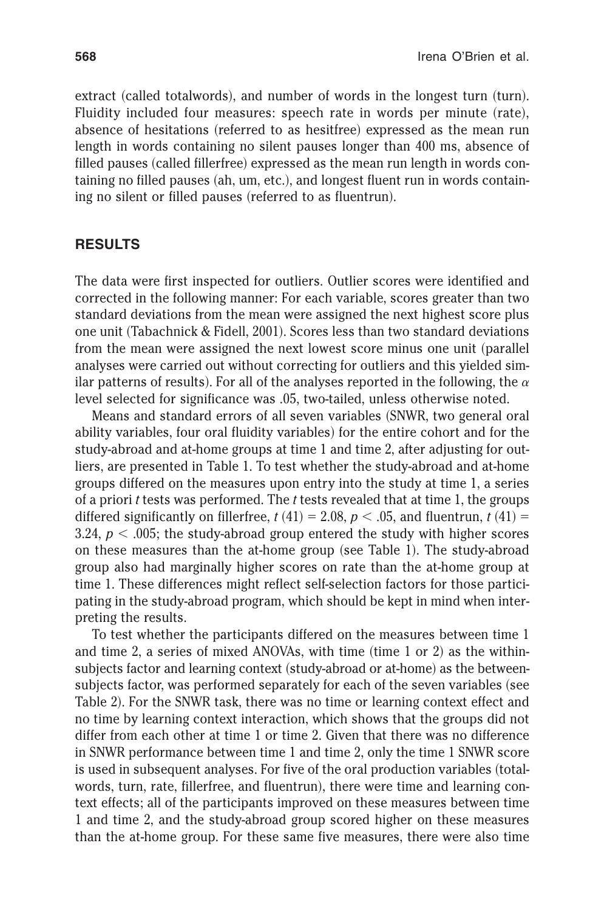extract (called totalwords), and number of words in the longest turn (turn). Fluidity included four measures: speech rate in words per minute (rate), absence of hesitations (referred to as hesitfree) expressed as the mean run length in words containing no silent pauses longer than 400 ms, absence of filled pauses (called fillerfree) expressed as the mean run length in words containing no filled pauses (ah, um, etc.), and longest fluent run in words containing no silent or filled pauses (referred to as fluentrun).

## RESULTS

The data were first inspected for outliers. Outlier scores were identified and corrected in the following manner: For each variable, scores greater than two standard deviations from the mean were assigned the next highest score plus one unit (Tabachnick & Fidell, 2001). Scores less than two standard deviations from the mean were assigned the next lowest score minus one unit (parallel analyses were carried out without correcting for outliers and this yielded similar patterns of results). For all of the analyses reported in the following, the $\alpha$ level selected for significance was .05, two-tailed, unless otherwise noted.

Means and standard errors of all seven variables (SNWR, two general oral ability variables, four oral fluidity variables) for the entire cohort and for the study-abroad and at-home groups at time 1 and time 2, after adjusting for outliers, are presented in Table 1. To test whether the study-abroad and at-home groups differed on the measures upon entry into the study at time 1, a series of a priori *t* tests was performed. The *t* tests revealed that at time 1, the groups differed significantly on fillerfree, $t\,(41) = 2.08$, $p < .05$, and fluentrun, $t\,(41) = 3.24$, $p < .005$; the study-abroad group entered the study with higher scores on these measures than the at-home group (see Table 1). The study-abroad group also had marginally higher scores on rate than the at-home group at time 1. These differences might reflect self-selection factors for those participating in the study-abroad program, which should be kept in mind when interpreting the results.

To test whether the participants differed on the measures between time 1 and time 2, a series of mixed ANOVAs, with time (time 1 or 2) as the within-subjects factor and learning context (study-abroad or at-home) as the between-subjects factor, was performed separately for each of the seven variables (see Table 2). For the SNWR task, there was no time or learning context effect and no time by learning context interaction, which shows that the groups did not differ from each other at time 1 or time 2. Given that there was no difference in SNWR performance between time 1 and time 2, only the time 1 SNWR score is used in subsequent analyses. For five of the oral production variables (totalwords, turn, rate, fillerfree, and fluentrun), there were time and learning context effects; all of the participants improved on these measures between time 1 and time 2, and the study-abroad group scored higher on these measures than the at-home group. For these same five measures, there were also time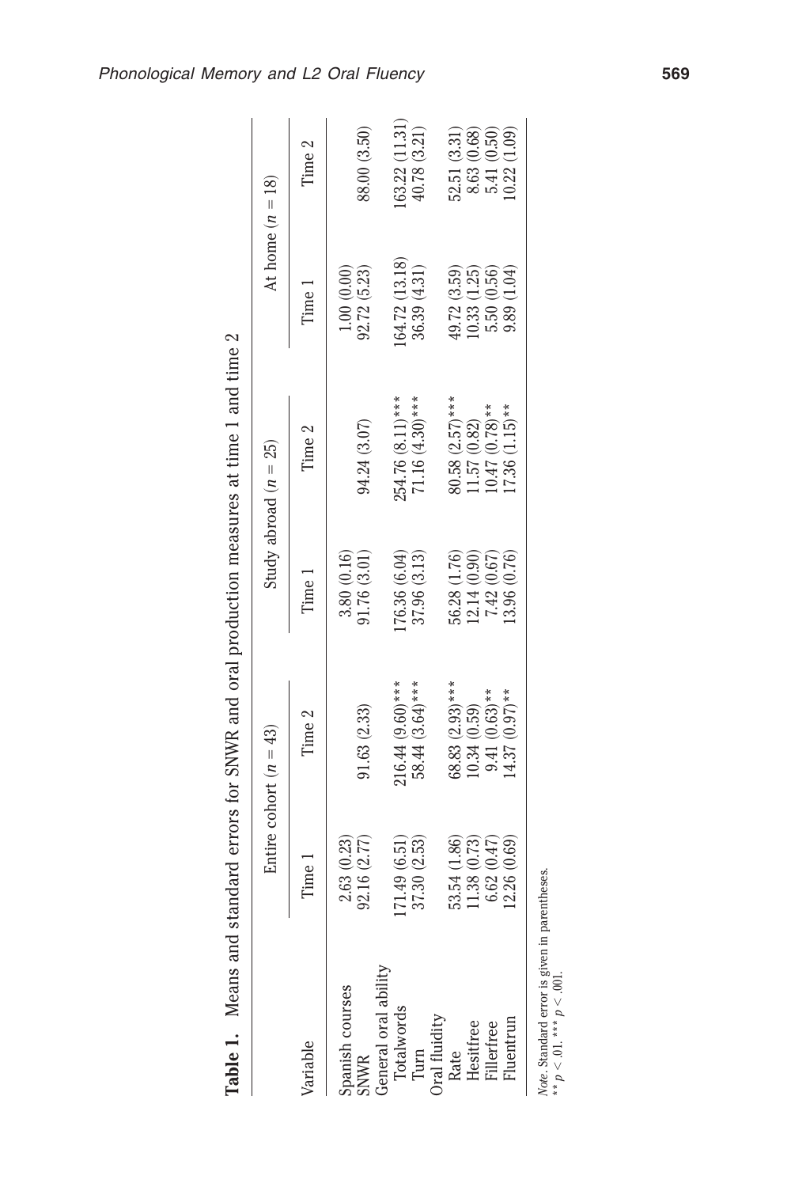**Table 1.** Means and standard errors for SNWR and oral production measures at time 1 and time 2

| Variable | Entire cohort ($n$ = 43) | | Study abroad ($n$ = 25) | | At home ($n$ = 18) | |
|---|---|---|---|---|---|---|
| | Time 1 | Time 2 | Time 1 | Time 2 | Time 1 | Time 2 |
| Spanish courses | 2.63 (0.23) | | 3.80 (0.16) | | 1.00 (0.00) | |
| SNWR | 92.16 (2.77) | 91.63 (2.33) | 91.76 (3.01) | 94.24 (3.07) | 92.72 (5.23) | 88.00 (3.50) |
| General oral ability | | | | | | |
| Totalwords | 171.49 (6.51) | 216.44 (9.60)*** | 176.36 (6.04) | 254.76 (8.11)*** | 164.72 (13.18) | 163.22 (11.31) |
| Turn | 37.30 (2.53) | 58.44 (3.64)*** | 37.96 (3.13) | 71.16 (4.30)*** | 36.39 (4.31) | 40.78 (3.21) |
| Oral fluidity | | | | | | |
| Rate | 53.54 (1.86) | 68.83 (2.93)*** | 56.28 (1.76) | 80.58 (2.57)*** | 49.72 (3.59) | 52.51 (3.31) |
| Hesitfree | 11.38 (0.73) | 10.34 (0.59) | 12.14 (0.90) | 11.57 (0.82) | 10.33 (1.25) | 8.63 (0.68) |
| Fillerfree | 6.62 (0.47) | 9.41 (0.63)** | 7.42 (0.67) | 10.47 (0.78)** | 5.50 (0.56) | 5.41 (0.50) |
| Fluentrun | 12.26 (0.69) | 14.37 (0.97)** | 13.96 (0.76) | 17.36 (1.15)** | 9.89 (1.04) | 10.22 (1.09) |

*Note*. Standard error is given in parentheses.
** $p < .01$. *** $p < .001$.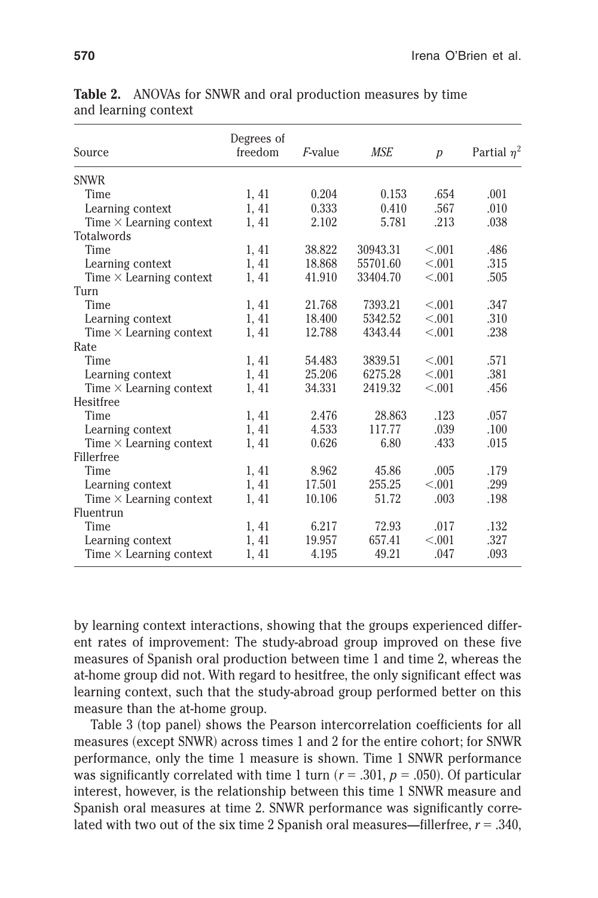**Table 2.** ANOVAs for SNWR and oral production measures by time and learning context

| Source | Degrees of freedom | *F*-value | *MSE* | *p* | Partial $\eta^2$ |
|---|---|---|---|---|---|
| SNWR | | | | | |
| Time | 1, 41 | 0.204 | 0.153 | .654 | .001 |
| Learning context | 1, 41 | 0.333 | 0.410 | .567 | .010 |
| Time × Learning context | 1, 41 | 2.102 | 5.781 | .213 | .038 |
| Totalwords | | | | | |
| Time | 1, 41 | 38.822 | 30943.31 | <.001 | .486 |
| Learning context | 1, 41 | 18.868 | 55701.60 | <.001 | .315 |
| Time × Learning context | 1, 41 | 41.910 | 33404.70 | <.001 | .505 |
| Turn | | | | | |
| Time | 1, 41 | 21.768 | 7393.21 | <.001 | .347 |
| Learning context | 1, 41 | 18.400 | 5342.52 | <.001 | .310 |
| Time × Learning context | 1, 41 | 12.788 | 4343.44 | <.001 | .238 |
| Rate | | | | | |
| Time | 1, 41 | 54.483 | 3839.51 | <.001 | .571 |
| Learning context | 1, 41 | 25.206 | 6275.28 | <.001 | .381 |
| Time × Learning context | 1, 41 | 34.331 | 2419.32 | <.001 | .456 |
| Hesitfree | | | | | |
| Time | 1, 41 | 2.476 | 28.863 | .123 | .057 |
| Learning context | 1, 41 | 4.533 | 117.77 | .039 | .100 |
| Time × Learning context | 1, 41 | 0.626 | 6.80 | .433 | .015 |
| Fillerfree | | | | | |
| Time | 1, 41 | 8.962 | 45.86 | .005 | .179 |
| Learning context | 1, 41 | 17.501 | 255.25 | <.001 | .299 |
| Time × Learning context | 1, 41 | 10.106 | 51.72 | .003 | .198 |
| Fluentrun | | | | | |
| Time | 1, 41 | 6.217 | 72.93 | .017 | .132 |
| Learning context | 1, 41 | 19.957 | 657.41 | <.001 | .327 |
| Time × Learning context | 1, 41 | 4.195 | 49.21 | .047 | .093 |

by learning context interactions, showing that the groups experienced different rates of improvement: The study-abroad group improved on these five measures of Spanish oral production between time 1 and time 2, whereas the at-home group did not. With regard to hesitfree, the only significant effect was learning context, such that the study-abroad group performed better on this measure than the at-home group.

Table 3 (top panel) shows the Pearson intercorrelation coefficients for all measures (except SNWR) across times 1 and 2 for the entire cohort; for SNWR performance, only the time 1 measure is shown. Time 1 SNWR performance was significantly correlated with time 1 turn ($r = .301$, $p = .050$). Of particular interest, however, is the relationship between this time 1 SNWR measure and Spanish oral measures at time 2. SNWR performance was significantly correlated with two out of the six time 2 Spanish oral measures—fillerfree, $r = .340$,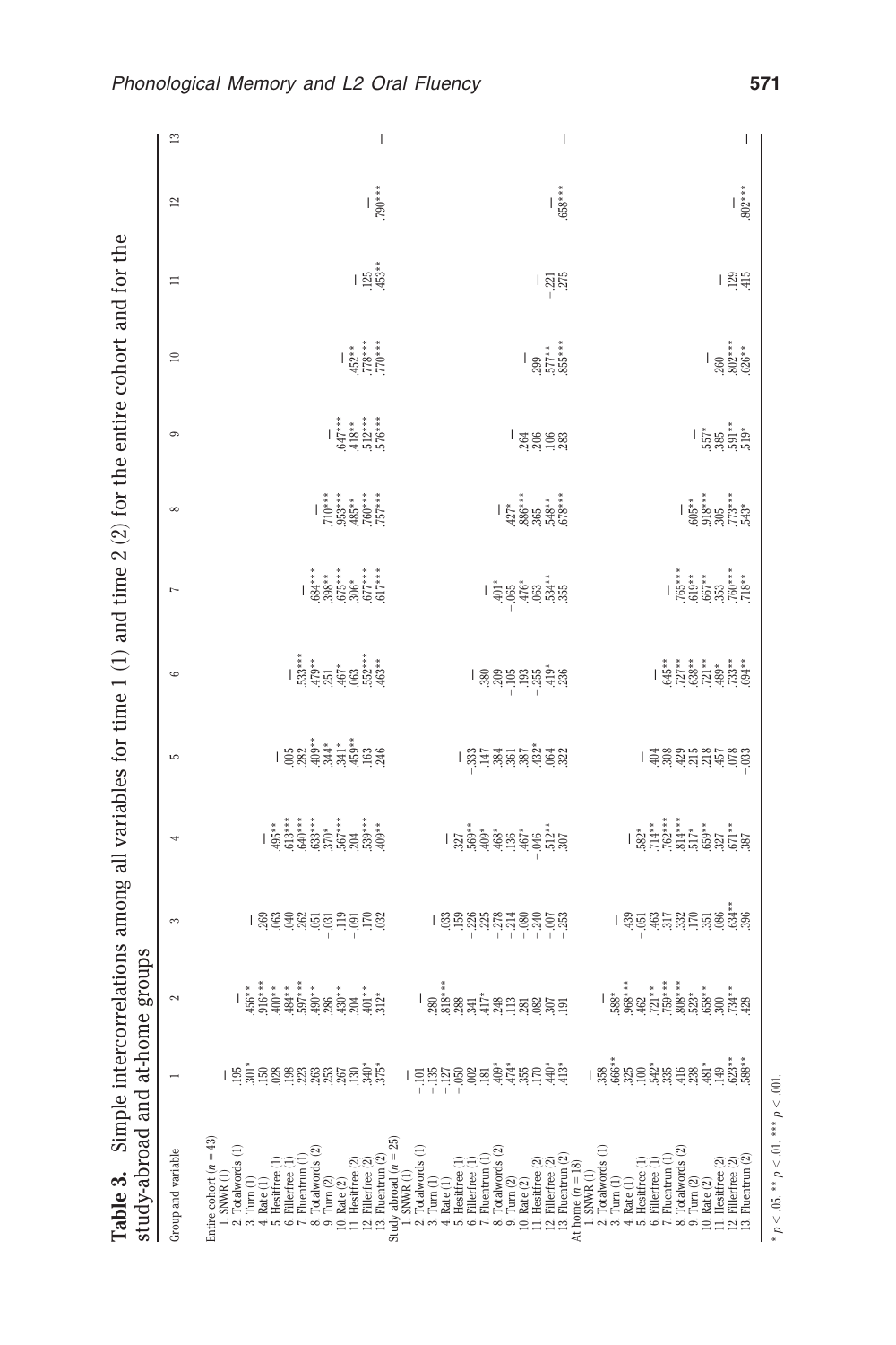**Table 3.** Simple intercorrelations among all variables for time 1 (1) and time 2 (2) for the entire cohort and for the study-abroad and at-home groups

| Group and variable | 1 | 2 | 3 | 4 | 5 | 6 | 7 | 8 | 9 | 10 | 11 | 12 | 13 |
|---|---|---|---|---|---|---|---|---|---|---|---|---|---|
| Entire cohort ($n = 43$) | | | | | | | | | | | | | |
| 1. SNWR (1) | — | | | | | | | | | | | | |
| 2. Totalwords (1) | .195 | — | | | | | | | | | | | |
| 3. Turn (1) | .301* | .456** | — | | | | | | | | | | |
| 4. Rate (1) | .150 | .916*** | .269 | — | | | | | | | | | |
| 5. Hesitfree (1) | .028 | .400** | .063 | .495** | — | | | | | | | | |
| 6. Fillerfree (1) | .198 | .484** | .040 | .613*** | .005 | — | | | | | | | |
| 7. Fluentrun (1) | .223 | .597*** | .262 | .640*** | .282 | .533*** | — | | | | | | |
| 8. Totalwords (2) | .263 | .490** | .051 | .633*** | .409** | .479** | .684*** | — | | | | | |
| 9. Turn (2) | .253 | .286 | −.031 | .370* | .344* | .251 | .398** | .710*** | — | | | | |
| 10. Rate (2) | .267 | .430** | .119 | .567*** | .341* | .467* | .675*** | .953*** | .647*** | — | | | |
| 11. Hesitfree (2) | .130 | .204 | −.091 | .204 | .459** | .063 | .306* | .485** | .418** | .452** | — | | |
| 12. Fillerfree (2) | .340* | .401** | .170 | .539*** | .163 | .552*** | .677*** | .760*** | .512*** | .778*** | .125 | — | |
| 13. Fluentrun (2) | .375* | .312* | .032 | .409** | .246 | .463** | .617*** | .757*** | .576*** | .770*** | .453** | .790*** | — |
| Study abroad ($n = 25$) | | | | | | | | | | | | | |
| 1. SNWR (1) | — | | | | | | | | | | | | |
| 2. Totalwords (1) | −.101 | — | | | | | | | | | | | |
| 3. Turn (1) | −.135 | .280 | — | | | | | | | | | | |
| 4. Rate (1) | −.127 | .818*** | .033 | — | | | | | | | | | |
| 5. Hesitfree (1) | −.050 | .288 | .159 | .327 | — | | | | | | | | |
| 6. Fillerfree (1) | .002 | .341 | −.226 | .569** | −.333 | — | | | | | | | |
| 7. Fluentrun (1) | .181 | .417* | .225 | .409* | .147 | .380 | — | | | | | | |
| 8. Totalwords (2) | .409* | .248 | −.278 | .468* | .384 | .209 | .401* | — | | | | | |
| 9. Turn (2) | .474* | .113 | −.214 | .136 | .361 | −.105 | −.065 | .427* | — | | | | |
| 10. Rate (2) | .355 | .281 | −.080 | .467* | .387 | .193 | .476* | .886*** | .264 | — | | | |
| 11. Hesitfree (2) | .170 | .082 | −.240 | −.046 | .432* | −.255 | .063 | .365 | .206 | .299 | — | | |
| 12. Fillerfree (2) | .440* | .307 | −.007 | .512** | .064 | .419* | .534** | .548** | .106 | .577** | −.221 | — | |
| 13. Fluentrun (2) | .413* | .191 | −.253 | .307 | .322 | .236 | .355 | .678*** | .283 | .855*** | .275 | .658*** | — |
| At home ($n = 18$) | | | | | | | | | | | | | |
| 1. SNWR (1) | — | | | | | | | | | | | | |
| 2. Totalwords (1) | .358 | — | | | | | | | | | | | |
| 3. Turn (1) | .666** | .588* | — | | | | | | | | | | |
| 4. Rate (1) | .325 | .968*** | .439 | — | | | | | | | | | |
| 5. Hesitfree (1) | .100 | .462 | −.051 | .582* | — | | | | | | | | |
| 6. Fillerfree (1) | .542* | .721** | .463 | .714** | .404 | — | | | | | | | |
| 7. Fluentrun (1) | .335 | .759*** | .317 | .762*** | .308 | .645** | — | | | | | | |
| 8. Totalwords (2) | .416 | .808*** | .332 | .814*** | .429 | .727** | .765*** | — | | | | | |
| 9. Turn (2) | .238 | .523* | .170 | .517* | .215 | .638** | .619** | .605** | — | | | | |
| 10. Rate (2) | .481* | .658** | .351 | .659** | .218 | .721** | .667** | .918*** | .557* | — | | | |
| 11. Hesitfree (2) | .149 | .300 | .086 | .327 | .457 | .489* | .353 | .305 | .385 | .260 | — | | |
| 12. Fillerfree (2) | .623** | .734** | .634** | .671** | .078 | .733** | .760*** | .773*** | .591** | .802*** | .129 | — | |
| 13. Fluentrun (2) | .588** | .428 | .396 | .387 | −.033 | .694** | .718** | .543* | .519* | .626** | .415 | .802*** | — |

* $p < .05$. ** $p < .01$. *** $p < .001$.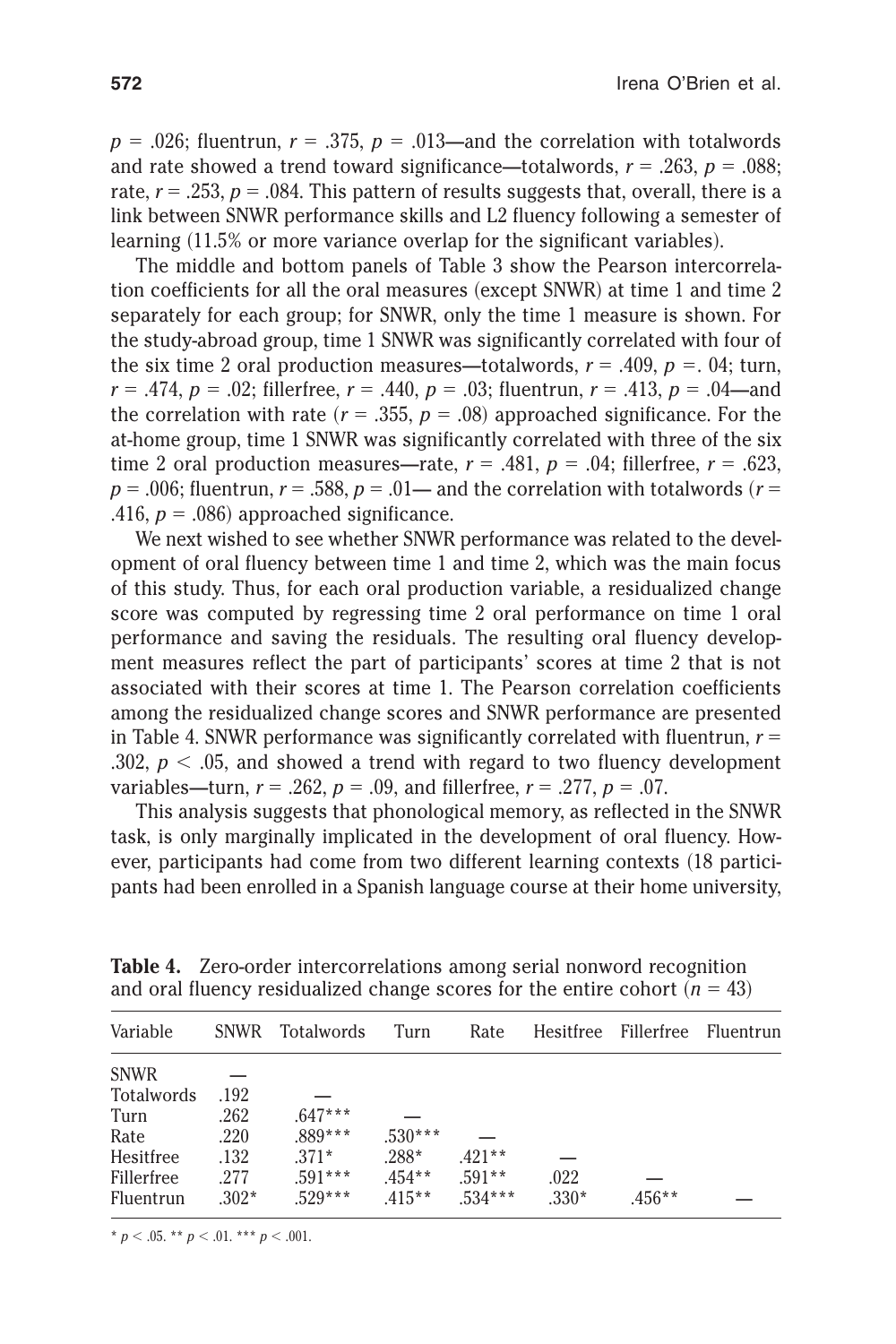$p = .026$; fluentrun, $r = .375$, $p = .013$—and the correlation with totalwords and rate showed a trend toward significance—totalwords, $r = .263$, $p = .088$; rate, $r = .253$, $p = .084$. This pattern of results suggests that, overall, there is a link between SNWR performance skills and L2 fluency following a semester of learning (11.5% or more variance overlap for the significant variables).

The middle and bottom panels of Table 3 show the Pearson intercorrelation coefficients for all the oral measures (except SNWR) at time 1 and time 2 separately for each group; for SNWR, only the time 1 measure is shown. For the study-abroad group, time 1 SNWR was significantly correlated with four of the six time 2 oral production measures—totalwords, $r = .409$, $p = .04$; turn, $r = .474$, $p = .02$; fillerfree, $r = .440$, $p = .03$; fluentrun, $r = .413$, $p = .04$—and the correlation with rate ($r = .355$, $p = .08$) approached significance. For the at-home group, time 1 SNWR was significantly correlated with three of the six time 2 oral production measures—rate, $r = .481$, $p = .04$; fillerfree, $r = .623$, $p = .006$; fluentrun, $r = .588$, $p = .01$— and the correlation with totalwords ($r = .416$, $p = .086$) approached significance.

We next wished to see whether SNWR performance was related to the development of oral fluency between time 1 and time 2, which was the main focus of this study. Thus, for each oral production variable, a residualized change score was computed by regressing time 2 oral performance on time 1 oral performance and saving the residuals. The resulting oral fluency development measures reflect the part of participants' scores at time 2 that is not associated with their scores at time 1. The Pearson correlation coefficients among the residualized change scores and SNWR performance are presented in Table 4. SNWR performance was significantly correlated with fluentrun, $r = .302$, $p < .05$, and showed a trend with regard to two fluency development variables—turn, $r = .262$, $p = .09$, and fillerfree, $r = .277$, $p = .07$.

This analysis suggests that phonological memory, as reflected in the SNWR task, is only marginally implicated in the development of oral fluency. However, participants had come from two different learning contexts (18 participants had been enrolled in a Spanish language course at their home university,

**Table 4.** Zero-order intercorrelations among serial nonword recognition and oral fluency residualized change scores for the entire cohort ($n = 43$)

| Variable | SNWR | Totalwords | Turn | Rate | Hesitfree | Fillerfree | Fluentrun |
|---|---|---|---|---|---|---|---|
| SNWR | — | | | | | | |
| Totalwords | .192 | — | | | | | |
| Turn | .262 | .647*** | — | | | | |
| Rate | .220 | .889*** | .530*** | — | | | |
| Hesitfree | .132 | .371* | .288* | .421** | — | | |
| Fillerfree | .277 | .591*** | .454** | .591** | .022 | — | |
| Fluentrun | .302* | .529*** | .415** | .534*** | .330* | .456** | — |

* $p < .05$. ** $p < .01$. *** $p < .001$.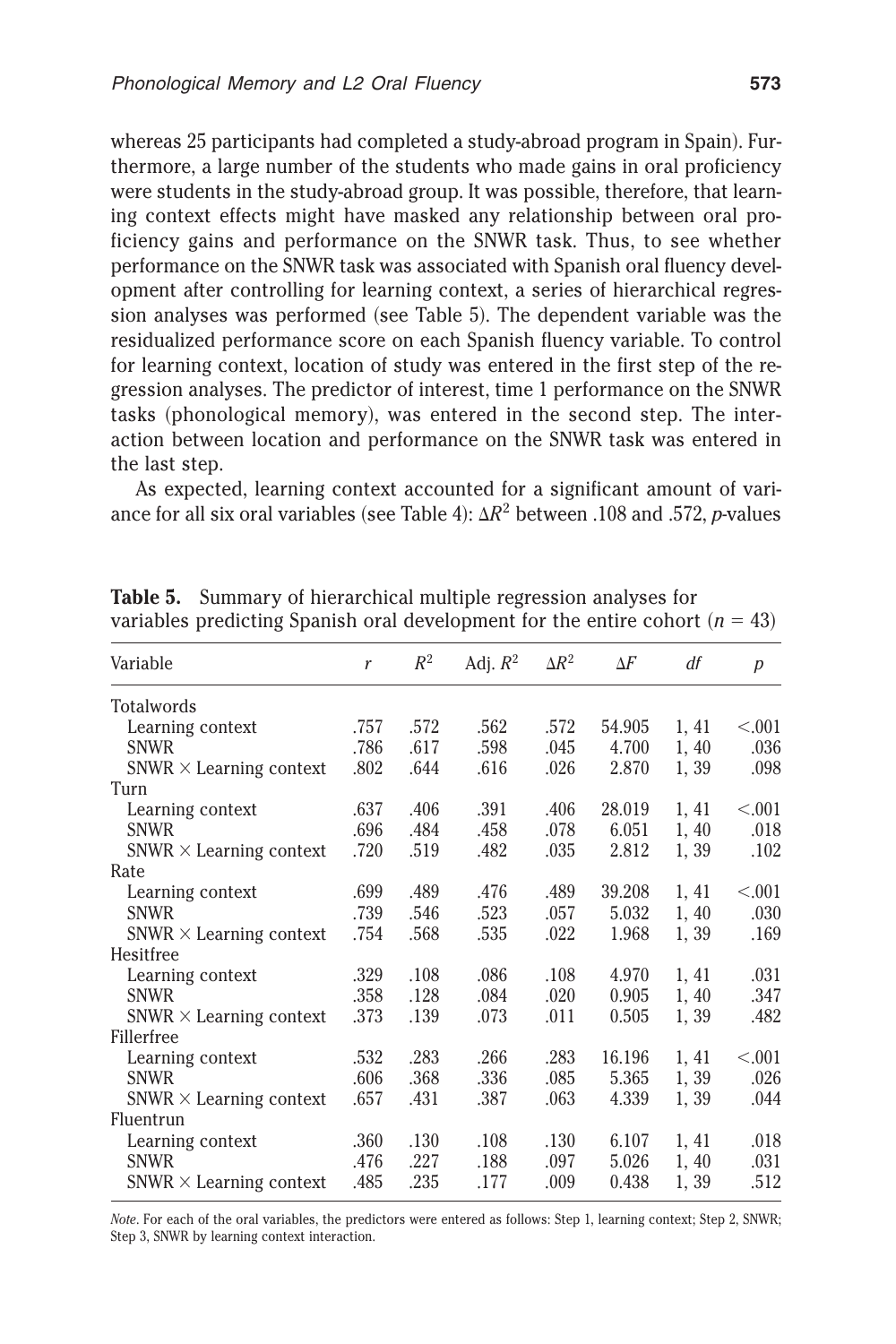whereas 25 participants had completed a study-abroad program in Spain). Furthermore, a large number of the students who made gains in oral proficiency were students in the study-abroad group. It was possible, therefore, that learning context effects might have masked any relationship between oral proficiency gains and performance on the SNWR task. Thus, to see whether performance on the SNWR task was associated with Spanish oral fluency development after controlling for learning context, a series of hierarchical regression analyses was performed (see Table 5). The dependent variable was the residualized performance score on each Spanish fluency variable. To control for learning context, location of study was entered in the first step of the regression analyses. The predictor of interest, time 1 performance on the SNWR tasks (phonological memory), was entered in the second step. The interaction between location and performance on the SNWR task was entered in the last step.

As expected, learning context accounted for a significant amount of variance for all six oral variables (see Table 4): $\Delta R^2$ between .108 and .572, *p*-values

**Table 5.** Summary of hierarchical multiple regression analyses for variables predicting Spanish oral development for the entire cohort ($n = 43$)

| Variable | $r$ | $R^2$ | Adj. $R^2$ | $\Delta R^2$ | $\Delta F$ | $df$ | $p$ |
|---|---|---|---|---|---|---|---|
| Totalwords | | | | | | | |
| Learning context | .757 | .572 | .562 | .572 | 54.905 | 1, 41 | <.001 |
| SNWR | .786 | .617 | .598 | .045 | 4.700 | 1, 40 | .036 |
| SNWR × Learning context | .802 | .644 | .616 | .026 | 2.870 | 1, 39 | .098 |
| Turn | | | | | | | |
| Learning context | .637 | .406 | .391 | .406 | 28.019 | 1, 41 | <.001 |
| SNWR | .696 | .484 | .458 | .078 | 6.051 | 1, 40 | .018 |
| SNWR × Learning context | .720 | .519 | .482 | .035 | 2.812 | 1, 39 | .102 |
| Rate | | | | | | | |
| Learning context | .699 | .489 | .476 | .489 | 39.208 | 1, 41 | <.001 |
| SNWR | .739 | .546 | .523 | .057 | 5.032 | 1, 40 | .030 |
| SNWR × Learning context | .754 | .568 | .535 | .022 | 1.968 | 1, 39 | .169 |
| Hesitfree | | | | | | | |
| Learning context | .329 | .108 | .086 | .108 | 4.970 | 1, 41 | .031 |
| SNWR | .358 | .128 | .084 | .020 | 0.905 | 1, 40 | .347 |
| SNWR × Learning context | .373 | .139 | .073 | .011 | 0.505 | 1, 39 | .482 |
| Fillerfree | | | | | | | |
| Learning context | .532 | .283 | .266 | .283 | 16.196 | 1, 41 | <.001 |
| SNWR | .606 | .368 | .336 | .085 | 5.365 | 1, 39 | .026 |
| SNWR × Learning context | .657 | .431 | .387 | .063 | 4.339 | 1, 39 | .044 |
| Fluentrun | | | | | | | |
| Learning context | .360 | .130 | .108 | .130 | 6.107 | 1, 41 | .018 |
| SNWR | .476 | .227 | .188 | .097 | 5.026 | 1, 40 | .031 |
| SNWR × Learning context | .485 | .235 | .177 | .009 | 0.438 | 1, 39 | .512 |

*Note*. For each of the oral variables, the predictors were entered as follows: Step 1, learning context; Step 2, SNWR; Step 3, SNWR by learning context interaction.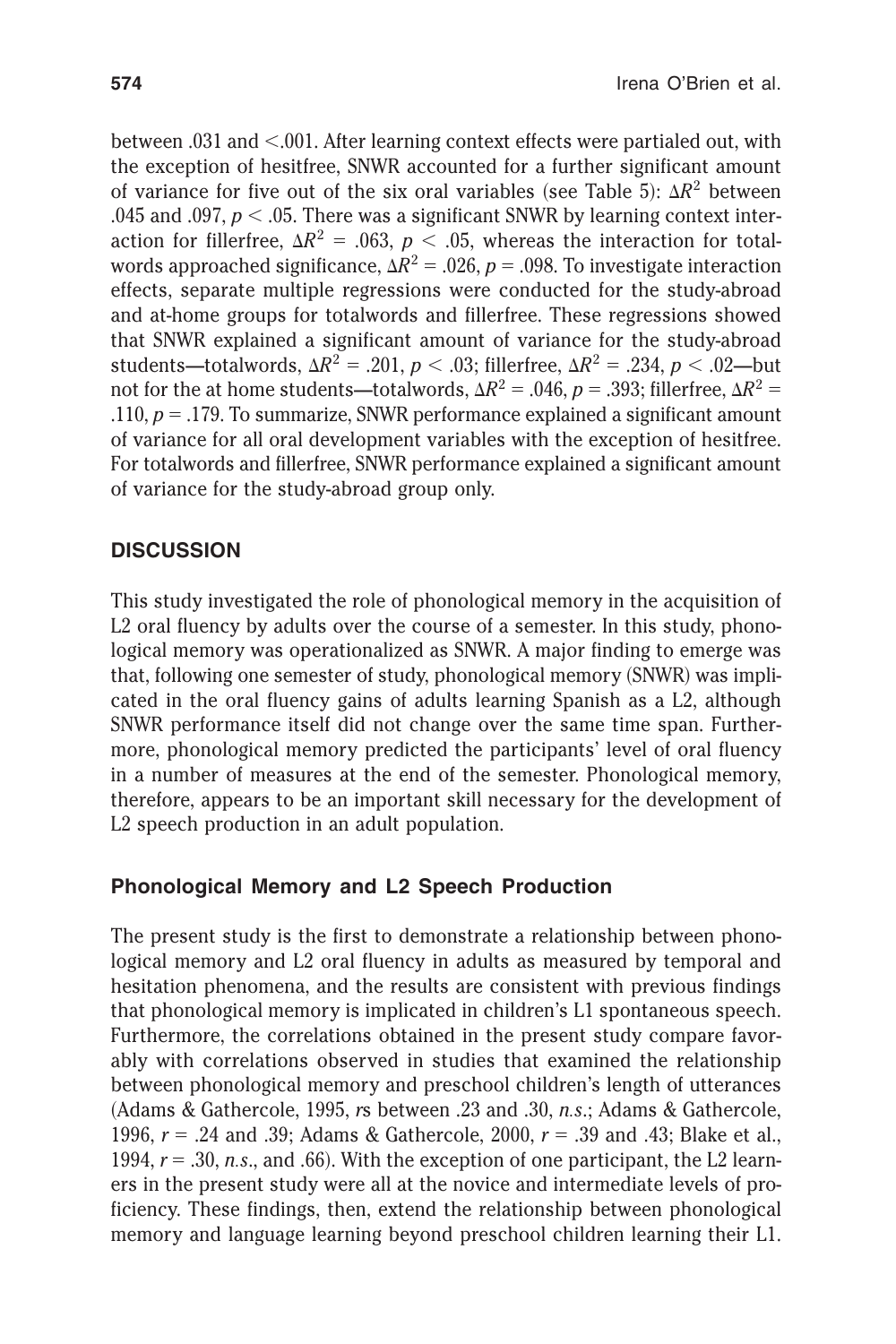between .031 and <.001. After learning context effects were partialed out, with the exception of hesitfree, SNWR accounted for a further significant amount of variance for five out of the six oral variables (see Table 5): $\Delta R^2$ between .045 and .097, $p < .05$. There was a significant SNWR by learning context interaction for fillerfree, $\Delta R^2 = .063$, $p < .05$, whereas the interaction for totalwords approached significance, $\Delta R^2 = .026$, $p = .098$. To investigate interaction effects, separate multiple regressions were conducted for the study-abroad and at-home groups for totalwords and fillerfree. These regressions showed that SNWR explained a significant amount of variance for the study-abroad students—totalwords, $\Delta R^2 = .201$, $p < .03$; fillerfree, $\Delta R^2 = .234$, $p < .02$—but not for the at home students—totalwords, $\Delta R^2 = .046$, $p = .393$; fillerfree, $\Delta R^2 = .110$, $p = .179$. To summarize, SNWR performance explained a significant amount of variance for all oral development variables with the exception of hesitfree. For totalwords and fillerfree, SNWR performance explained a significant amount of variance for the study-abroad group only.

## DISCUSSION

This study investigated the role of phonological memory in the acquisition of L2 oral fluency by adults over the course of a semester. In this study, phonological memory was operationalized as SNWR. A major finding to emerge was that, following one semester of study, phonological memory (SNWR) was implicated in the oral fluency gains of adults learning Spanish as a L2, although SNWR performance itself did not change over the same time span. Furthermore, phonological memory predicted the participants' level of oral fluency in a number of measures at the end of the semester. Phonological memory, therefore, appears to be an important skill necessary for the development of L2 speech production in an adult population.

### Phonological Memory and L2 Speech Production

The present study is the first to demonstrate a relationship between phonological memory and L2 oral fluency in adults as measured by temporal and hesitation phenomena, and the results are consistent with previous findings that phonological memory is implicated in children's L1 spontaneous speech. Furthermore, the correlations obtained in the present study compare favorably with correlations observed in studies that examined the relationship between phonological memory and preschool children's length of utterances (Adams & Gathercole, 1995, *r*s between .23 and .30, *n.s.*; Adams & Gathercole, 1996, $r = .24$ and .39; Adams & Gathercole, 2000, $r = .39$ and .43; Blake et al., 1994, $r = .30$, *n.s.*, and .66). With the exception of one participant, the L2 learners in the present study were all at the novice and intermediate levels of proficiency. These findings, then, extend the relationship between phonological memory and language learning beyond preschool children learning their L1.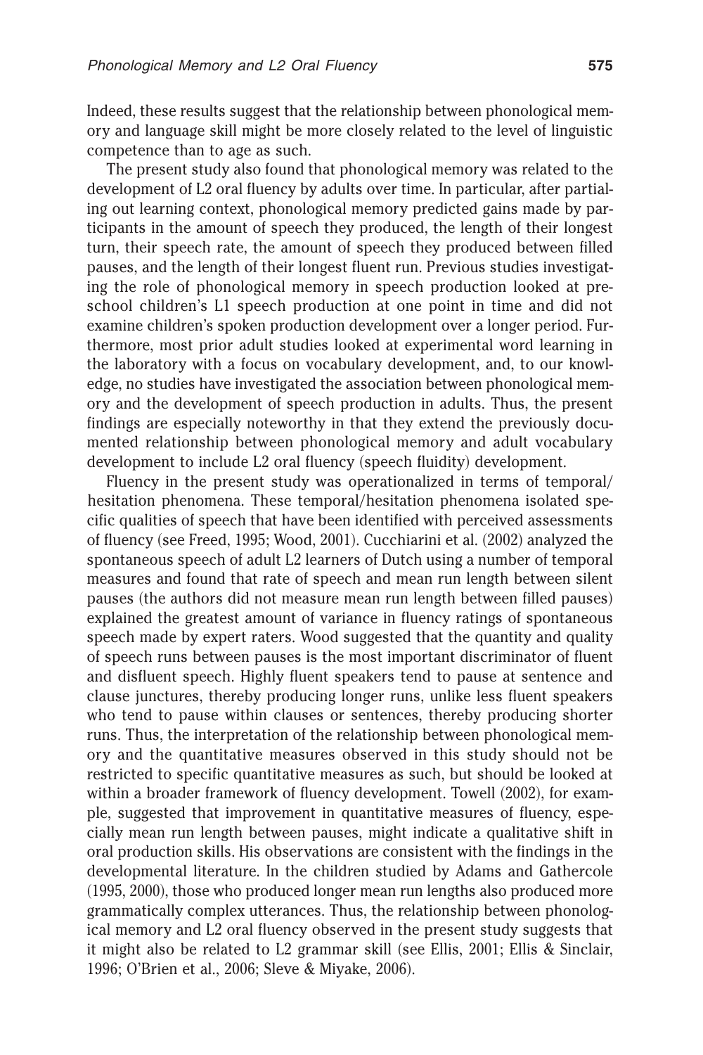Indeed, these results suggest that the relationship between phonological memory and language skill might be more closely related to the level of linguistic competence than to age as such.

The present study also found that phonological memory was related to the development of L2 oral fluency by adults over time. In particular, after partialing out learning context, phonological memory predicted gains made by participants in the amount of speech they produced, the length of their longest turn, their speech rate, the amount of speech they produced between filled pauses, and the length of their longest fluent run. Previous studies investigating the role of phonological memory in speech production looked at preschool children's L1 speech production at one point in time and did not examine children's spoken production development over a longer period. Furthermore, most prior adult studies looked at experimental word learning in the laboratory with a focus on vocabulary development, and, to our knowledge, no studies have investigated the association between phonological memory and the development of speech production in adults. Thus, the present findings are especially noteworthy in that they extend the previously documented relationship between phonological memory and adult vocabulary development to include L2 oral fluency (speech fluidity) development.

Fluency in the present study was operationalized in terms of temporal/hesitation phenomena. These temporal/hesitation phenomena isolated specific qualities of speech that have been identified with perceived assessments of fluency (see Freed, 1995; Wood, 2001). Cucchiarini et al. (2002) analyzed the spontaneous speech of adult L2 learners of Dutch using a number of temporal measures and found that rate of speech and mean run length between silent pauses (the authors did not measure mean run length between filled pauses) explained the greatest amount of variance in fluency ratings of spontaneous speech made by expert raters. Wood suggested that the quantity and quality of speech runs between pauses is the most important discriminator of fluent and disfluent speech. Highly fluent speakers tend to pause at sentence and clause junctures, thereby producing longer runs, unlike less fluent speakers who tend to pause within clauses or sentences, thereby producing shorter runs. Thus, the interpretation of the relationship between phonological memory and the quantitative measures observed in this study should not be restricted to specific quantitative measures as such, but should be looked at within a broader framework of fluency development. Towell (2002), for example, suggested that improvement in quantitative measures of fluency, especially mean run length between pauses, might indicate a qualitative shift in oral production skills. His observations are consistent with the findings in the developmental literature. In the children studied by Adams and Gathercole (1995, 2000), those who produced longer mean run lengths also produced more grammatically complex utterances. Thus, the relationship between phonological memory and L2 oral fluency observed in the present study suggests that it might also be related to L2 grammar skill (see Ellis, 2001; Ellis & Sinclair, 1996; O'Brien et al., 2006; Sleve & Miyake, 2006).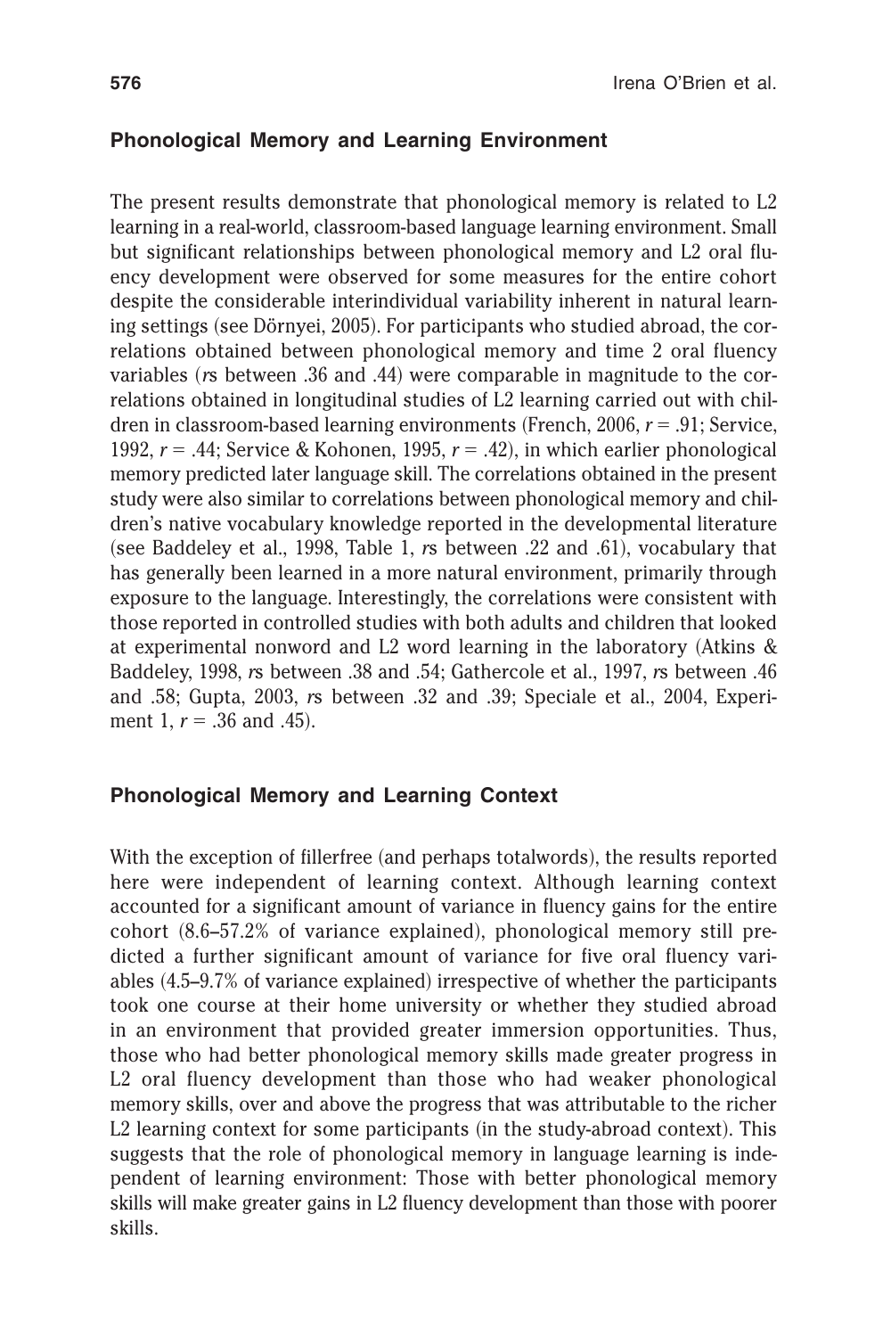## Phonological Memory and Learning Environment

The present results demonstrate that phonological memory is related to L2 learning in a real-world, classroom-based language learning environment. Small but significant relationships between phonological memory and L2 oral fluency development were observed for some measures for the entire cohort despite the considerable interindividual variability inherent in natural learning settings (see Dörnyei, 2005). For participants who studied abroad, the correlations obtained between phonological memory and time 2 oral fluency variables (*r*s between .36 and .44) were comparable in magnitude to the correlations obtained in longitudinal studies of L2 learning carried out with children in classroom-based learning environments (French, 2006, $r = .91$; Service, 1992, $r = .44$; Service & Kohonen, 1995, $r = .42$), in which earlier phonological memory predicted later language skill. The correlations obtained in the present study were also similar to correlations between phonological memory and children's native vocabulary knowledge reported in the developmental literature (see Baddeley et al., 1998, Table 1, *r*s between .22 and .61), vocabulary that has generally been learned in a more natural environment, primarily through exposure to the language. Interestingly, the correlations were consistent with those reported in controlled studies with both adults and children that looked at experimental nonword and L2 word learning in the laboratory (Atkins & Baddeley, 1998, *r*s between .38 and .54; Gathercole et al., 1997, *r*s between .46 and .58; Gupta, 2003, *r*s between .32 and .39; Speciale et al., 2004, Experiment 1, $r = .36$ and .45).

## Phonological Memory and Learning Context

With the exception of fillerfree (and perhaps totalwords), the results reported here were independent of learning context. Although learning context accounted for a significant amount of variance in fluency gains for the entire cohort (8.6–57.2% of variance explained), phonological memory still predicted a further significant amount of variance for five oral fluency variables (4.5–9.7% of variance explained) irrespective of whether the participants took one course at their home university or whether they studied abroad in an environment that provided greater immersion opportunities. Thus, those who had better phonological memory skills made greater progress in L2 oral fluency development than those who had weaker phonological memory skills, over and above the progress that was attributable to the richer L2 learning context for some participants (in the study-abroad context). This suggests that the role of phonological memory in language learning is independent of learning environment: Those with better phonological memory skills will make greater gains in L2 fluency development than those with poorer skills.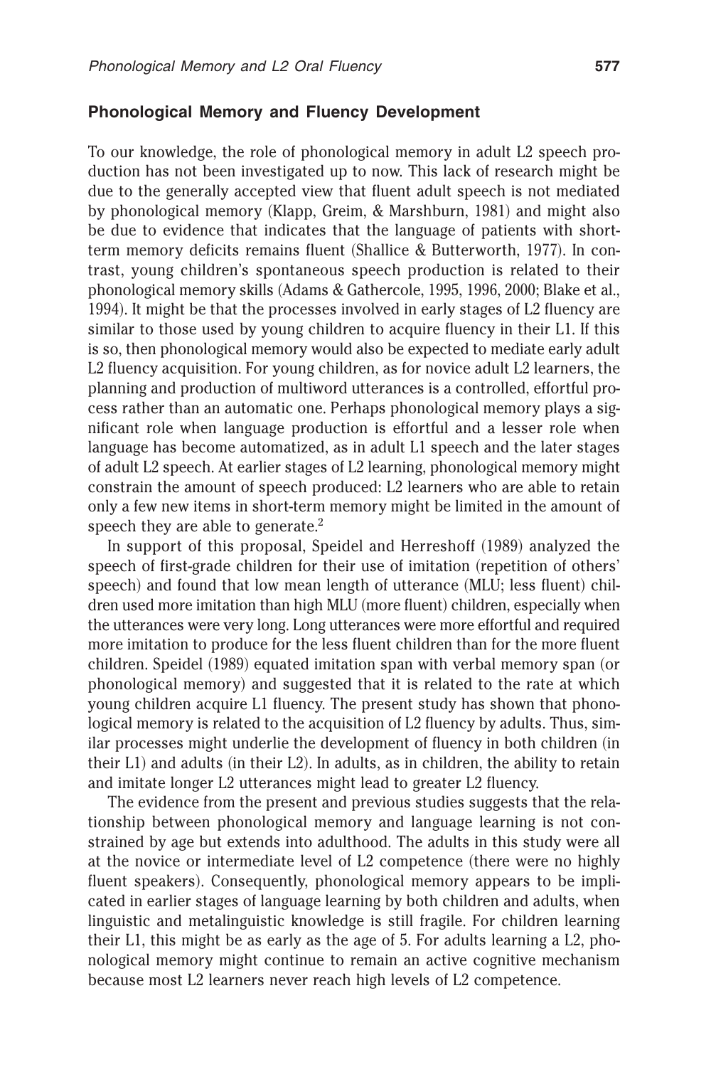### Phonological Memory and Fluency Development

To our knowledge, the role of phonological memory in adult L2 speech production has not been investigated up to now. This lack of research might be due to the generally accepted view that fluent adult speech is not mediated by phonological memory (Klapp, Greim, & Marshburn, 1981) and might also be due to evidence that indicates that the language of patients with short-term memory deficits remains fluent (Shallice & Butterworth, 1977). In contrast, young children's spontaneous speech production is related to their phonological memory skills (Adams & Gathercole, 1995, 1996, 2000; Blake et al., 1994). It might be that the processes involved in early stages of L2 fluency are similar to those used by young children to acquire fluency in their L1. If this is so, then phonological memory would also be expected to mediate early adult L2 fluency acquisition. For young children, as for novice adult L2 learners, the planning and production of multiword utterances is a controlled, effortful process rather than an automatic one. Perhaps phonological memory plays a significant role when language production is effortful and a lesser role when language has become automatized, as in adult L1 speech and the later stages of adult L2 speech. At earlier stages of L2 learning, phonological memory might constrain the amount of speech produced: L2 learners who are able to retain only a few new items in short-term memory might be limited in the amount of speech they are able to generate.[2]

In support of this proposal, Speidel and Herreshoff (1989) analyzed the speech of first-grade children for their use of imitation (repetition of others' speech) and found that low mean length of utterance (MLU; less fluent) children used more imitation than high MLU (more fluent) children, especially when the utterances were very long. Long utterances were more effortful and required more imitation to produce for the less fluent children than for the more fluent children. Speidel (1989) equated imitation span with verbal memory span (or phonological memory) and suggested that it is related to the rate at which young children acquire L1 fluency. The present study has shown that phonological memory is related to the acquisition of L2 fluency by adults. Thus, similar processes might underlie the development of fluency in both children (in their L1) and adults (in their L2). In adults, as in children, the ability to retain and imitate longer L2 utterances might lead to greater L2 fluency.

The evidence from the present and previous studies suggests that the relationship between phonological memory and language learning is not constrained by age but extends into adulthood. The adults in this study were all at the novice or intermediate level of L2 competence (there were no highly fluent speakers). Consequently, phonological memory appears to be implicated in earlier stages of language learning by both children and adults, when linguistic and metalinguistic knowledge is still fragile. For children learning their L1, this might be as early as the age of 5. For adults learning a L2, phonological memory might continue to remain an active cognitive mechanism because most L2 learners never reach high levels of L2 competence.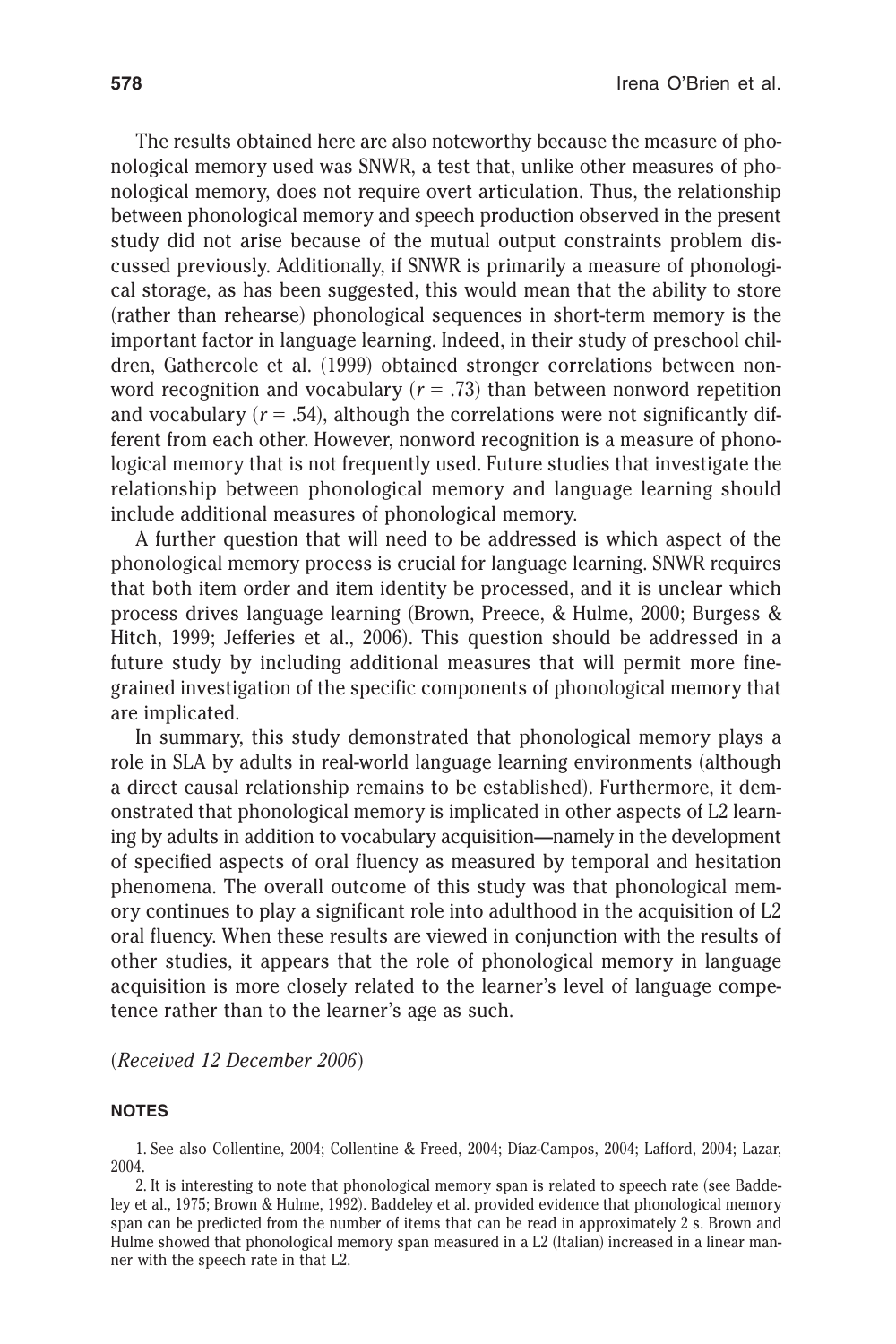The results obtained here are also noteworthy because the measure of phonological memory used was SNWR, a test that, unlike other measures of phonological memory, does not require overt articulation. Thus, the relationship between phonological memory and speech production observed in the present study did not arise because of the mutual output constraints problem discussed previously. Additionally, if SNWR is primarily a measure of phonological storage, as has been suggested, this would mean that the ability to store (rather than rehearse) phonological sequences in short-term memory is the important factor in language learning. Indeed, in their study of preschool children, Gathercole et al. (1999) obtained stronger correlations between nonword recognition and vocabulary ($r$ = .73) than between nonword repetition and vocabulary ($r$ = .54), although the correlations were not significantly different from each other. However, nonword recognition is a measure of phonological memory that is not frequently used. Future studies that investigate the relationship between phonological memory and language learning should include additional measures of phonological memory.

A further question that will need to be addressed is which aspect of the phonological memory process is crucial for language learning. SNWR requires that both item order and item identity be processed, and it is unclear which process drives language learning (Brown, Preece, & Hulme, 2000; Burgess & Hitch, 1999; Jefferies et al., 2006). This question should be addressed in a future study by including additional measures that will permit more fine-grained investigation of the specific components of phonological memory that are implicated.

In summary, this study demonstrated that phonological memory plays a role in SLA by adults in real-world language learning environments (although a direct causal relationship remains to be established). Furthermore, it demonstrated that phonological memory is implicated in other aspects of L2 learning by adults in addition to vocabulary acquisition—namely in the development of specified aspects of oral fluency as measured by temporal and hesitation phenomena. The overall outcome of this study was that phonological memory continues to play a significant role into adulthood in the acquisition of L2 oral fluency. When these results are viewed in conjunction with the results of other studies, it appears that the role of phonological memory in language acquisition is more closely related to the learner's level of language competence rather than to the learner's age as such.

(*Received 12 December 2006*)

## NOTES

1. See also Collentine, 2004; Collentine & Freed, 2004; Díaz-Campos, 2004; Lafford, 2004; Lazar, 2004.

2. It is interesting to note that phonological memory span is related to speech rate (see Baddeley et al., 1975; Brown & Hulme, 1992). Baddeley et al. provided evidence that phonological memory span can be predicted from the number of items that can be read in approximately 2 s. Brown and Hulme showed that phonological memory span measured in a L2 (Italian) increased in a linear manner with the speech rate in that L2.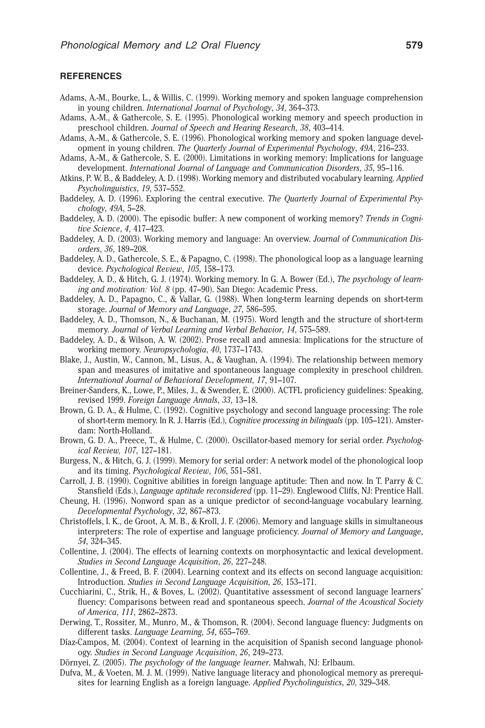## REFERENCES

Adams, A.-M., Bourke, L., & Willis, C. (1999). Working memory and spoken language comprehension in young children. *International Journal of Psychology*, *34*, 364–373.

Adams, A.-M., & Gathercole, S. E. (1995). Phonological working memory and speech production in preschool children. *Journal of Speech and Hearing Research*, *38*, 403–414.

Adams, A.-M., & Gathercole, S. E. (1996). Phonological working memory and spoken language development in young children. *The Quarterly Journal of Experimental Psychology*, *49A*, 216–233.

Adams, A.-M., & Gathercole, S. E. (2000). Limitations in working memory: Implications for language development. *International Journal of Language and Communication Disorders*, *35*, 95–116.

Atkins, P. W. B., & Baddeley, A. D. (1998). Working memory and distributed vocabulary learning. *Applied Psycholinguistics*, *19*, 537–552.

Baddeley, A. D. (1996). Exploring the central executive. *The Quarterly Journal of Experimental Psychology*, *49A*, 5–28.

Baddeley, A. D. (2000). The episodic buffer: A new component of working memory? *Trends in Cognitive Science*, *4*, 417–423.

Baddeley, A. D. (2003). Working memory and language: An overview. *Journal of Communication Disorders*, *36*, 189–208.

Baddeley, A. D., Gathercole, S. E., & Papagno, C. (1998). The phonological loop as a language learning device. *Psychological Review*, *105*, 158–173.

Baddeley, A. D., & Hitch, G. J. (1974). Working memory. In G. A. Bower (Ed.), *The psychology of learning and motivation: Vol. 8* (pp. 47–90). San Diego: Academic Press.

Baddeley, A. D., Papagno, C., & Vallar, G. (1988). When long-term learning depends on short-term storage. *Journal of Memory and Language*, *27*, 586–595.

Baddeley, A. D., Thomson, N., & Buchanan, M. (1975). Word length and the structure of short-term memory. *Journal of Verbal Learning and Verbal Behavior*, *14*, 575–589.

Baddeley, A. D., & Wilson, A. W. (2002). Prose recall and amnesia: Implications for the structure of working memory. *Neuropsychologia*, *40*, 1737–1743.

Blake, J., Austin, W., Cannon, M., Lisus, A., & Vaughan, A. (1994). The relationship between memory span and measures of imitative and spontaneous language complexity in preschool children. *International Journal of Behavioral Development*, *17*, 91–107.

Breiner-Sanders, K., Lowe, P., Miles, J., & Swender, E. (2000). ACTFL proficiency guidelines: Speaking, revised 1999. *Foreign Language Annals*, *33*, 13–18.

Brown, G. D. A., & Hulme, C. (1992). Cognitive psychology and second language processing: The role of short-term memory. In R. J. Harris (Ed.), *Cognitive processing in bilinguals* (pp. 105–121). Amsterdam: North-Holland.

Brown, G. D. A., Preece, T., & Hulme, C. (2000). Oscillator-based memory for serial order. *Psychological Review, 107*, 127–181.

Burgess, N., & Hitch, G. J. (1999). Memory for serial order: A network model of the phonological loop and its timing. *Psychological Review*, *106*, 551–581.

Carroll, J. B. (1990). Cognitive abilities in foreign language aptitude: Then and now. In T. Parry & C. Stansfield (Eds.), *Language aptitude reconsidered* (pp. 11–29). Englewood Cliffs, NJ: Prentice Hall.

Cheung, H. (1996). Nonword span as a unique predictor of second-language vocabulary learning. *Developmental Psychology*, *32*, 867–873.

Christoffels, I. K., de Groot, A. M. B., & Kroll, J. F. (2006). Memory and language skills in simultaneous interpreters: The role of expertise and language proficiency. *Journal of Memory and Language*, *54*, 324–345.

Collentine, J. (2004). The effects of learning contexts on morphosyntactic and lexical development. *Studies in Second Language Acquisition*, *26*, 227–248.

Collentine, J., & Freed, B. F. (2004). Learning context and its effects on second language acquisition: Introduction. *Studies in Second Language Acquisition*, *26*, 153–171.

Cucchiarini, C., Strik, H., & Boves, L. (2002). Quantitative assessment of second language learners' fluency: Comparisons between read and spontaneous speech. *Journal of the Acoustical Society of America*, *111*, 2862–2873.

Derwing, T., Rossiter, M., Munro, M., & Thomson, R. (2004). Second language fluency: Judgments on different tasks. *Language Learning*, *54*, 655–769.

Díaz-Campos, M. (2004). Context of learning in the acquisition of Spanish second language phonology. *Studies in Second Language Acquisition*, *26*, 249–273.

Dörnyei, Z. (2005). *The psychology of the language learner*. Mahwah, NJ: Erlbaum.

Dufva, M., & Voeten, M. J. M. (1999). Native language literacy and phonological memory as prerequisites for learning English as a foreign language. *Applied Psycholinguistics*, *20*, 329–348.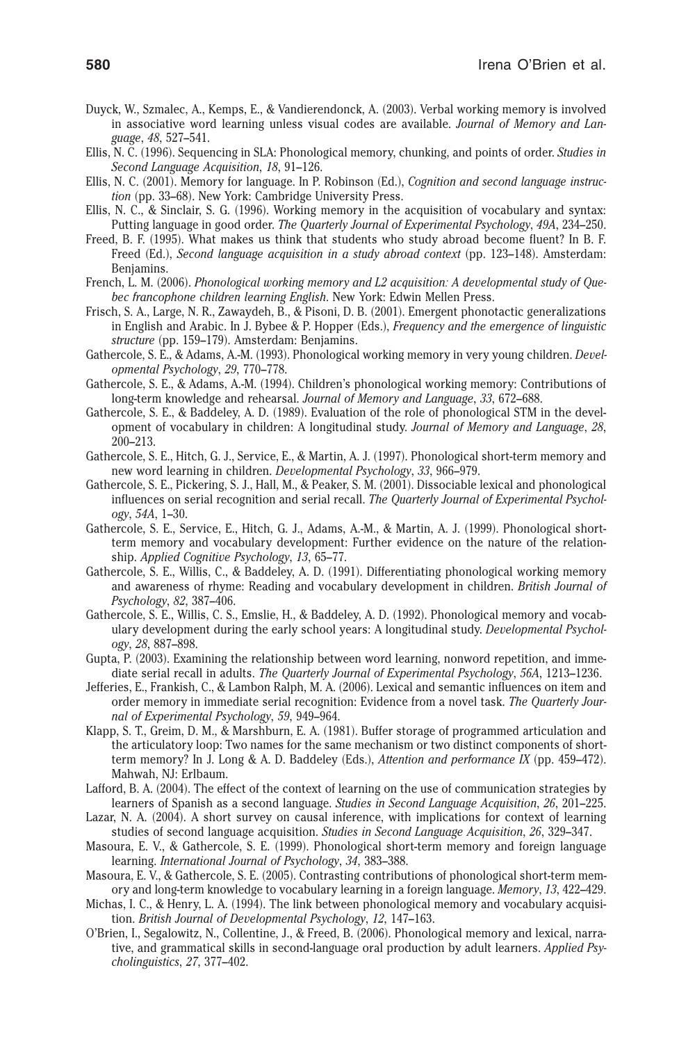Duyck, W., Szmalec, A., Kemps, E., & Vandierendonck, A. (2003). Verbal working memory is involved in associative word learning unless visual codes are available. *Journal of Memory and Language*, *48*, 527–541.

Ellis, N. C. (1996). Sequencing in SLA: Phonological memory, chunking, and points of order. *Studies in Second Language Acquisition*, *18*, 91–126.

Ellis, N. C. (2001). Memory for language. In P. Robinson (Ed.), *Cognition and second language instruction* (pp. 33–68). New York: Cambridge University Press.

Ellis, N. C., & Sinclair, S. G. (1996). Working memory in the acquisition of vocabulary and syntax: Putting language in good order. *The Quarterly Journal of Experimental Psychology*, *49A*, 234–250.

Freed, B. F. (1995). What makes us think that students who study abroad become fluent? In B. F. Freed (Ed.), *Second language acquisition in a study abroad context* (pp. 123–148). Amsterdam: Benjamins.

French, L. M. (2006). *Phonological working memory and L2 acquisition: A developmental study of Quebec francophone children learning English*. New York: Edwin Mellen Press.

Frisch, S. A., Large, N. R., Zawaydeh, B., & Pisoni, D. B. (2001). Emergent phonotactic generalizations in English and Arabic. In J. Bybee & P. Hopper (Eds.), *Frequency and the emergence of linguistic structure* (pp. 159–179). Amsterdam: Benjamins.

Gathercole, S. E., & Adams, A.-M. (1993). Phonological working memory in very young children. *Developmental Psychology*, *29*, 770–778.

Gathercole, S. E., & Adams, A.-M. (1994). Children's phonological working memory: Contributions of long-term knowledge and rehearsal. *Journal of Memory and Language*, *33*, 672–688.

Gathercole, S. E., & Baddeley, A. D. (1989). Evaluation of the role of phonological STM in the development of vocabulary in children: A longitudinal study. *Journal of Memory and Language*, *28*, 200–213.

Gathercole, S. E., Hitch, G. J., Service, E., & Martin, A. J. (1997). Phonological short-term memory and new word learning in children. *Developmental Psychology*, *33*, 966–979.

Gathercole, S. E., Pickering, S. J., Hall, M., & Peaker, S. M. (2001). Dissociable lexical and phonological influences on serial recognition and serial recall. *The Quarterly Journal of Experimental Psychology*, *54A*, 1–30.

Gathercole, S. E., Service, E., Hitch, G. J., Adams, A.-M., & Martin, A. J. (1999). Phonological short-term memory and vocabulary development: Further evidence on the nature of the relationship. *Applied Cognitive Psychology*, *13*, 65–77.

Gathercole, S. E., Willis, C., & Baddeley, A. D. (1991). Differentiating phonological working memory and awareness of rhyme: Reading and vocabulary development in children. *British Journal of Psychology*, *82*, 387–406.

Gathercole, S. E., Willis, C. S., Emslie, H., & Baddeley, A. D. (1992). Phonological memory and vocabulary development during the early school years: A longitudinal study. *Developmental Psychology*, *28*, 887–898.

Gupta, P. (2003). Examining the relationship between word learning, nonword repetition, and immediate serial recall in adults. *The Quarterly Journal of Experimental Psychology*, *56A*, 1213–1236.

Jefferies, E., Frankish, C., & Lambon Ralph, M. A. (2006). Lexical and semantic influences on item and order memory in immediate serial recognition: Evidence from a novel task. *The Quarterly Journal of Experimental Psychology*, *59*, 949–964.

Klapp, S. T., Greim, D. M., & Marshburn, E. A. (1981). Buffer storage of programmed articulation and the articulatory loop: Two names for the same mechanism or two distinct components of short-term memory? In J. Long & A. D. Baddeley (Eds.), *Attention and performance IX* (pp. 459–472). Mahwah, NJ: Erlbaum.

Lafford, B. A. (2004). The effect of the context of learning on the use of communication strategies by learners of Spanish as a second language. *Studies in Second Language Acquisition*, *26*, 201–225.

Lazar, N. A. (2004). A short survey on causal inference, with implications for context of learning studies of second language acquisition. *Studies in Second Language Acquisition*, *26*, 329–347.

Masoura, E. V., & Gathercole, S. E. (1999). Phonological short-term memory and foreign language learning. *International Journal of Psychology*, *34*, 383–388.

Masoura, E. V., & Gathercole, S. E. (2005). Contrasting contributions of phonological short-term memory and long-term knowledge to vocabulary learning in a foreign language. *Memory*, *13*, 422–429.

Michas, I. C., & Henry, L. A. (1994). The link between phonological memory and vocabulary acquisition. *British Journal of Developmental Psychology*, *12*, 147–163.

O'Brien, I., Segalowitz, N., Collentine, J., & Freed, B. (2006). Phonological memory and lexical, narrative, and grammatical skills in second-language oral production by adult learners. *Applied Psycholinguistics*, *27*, 377–402.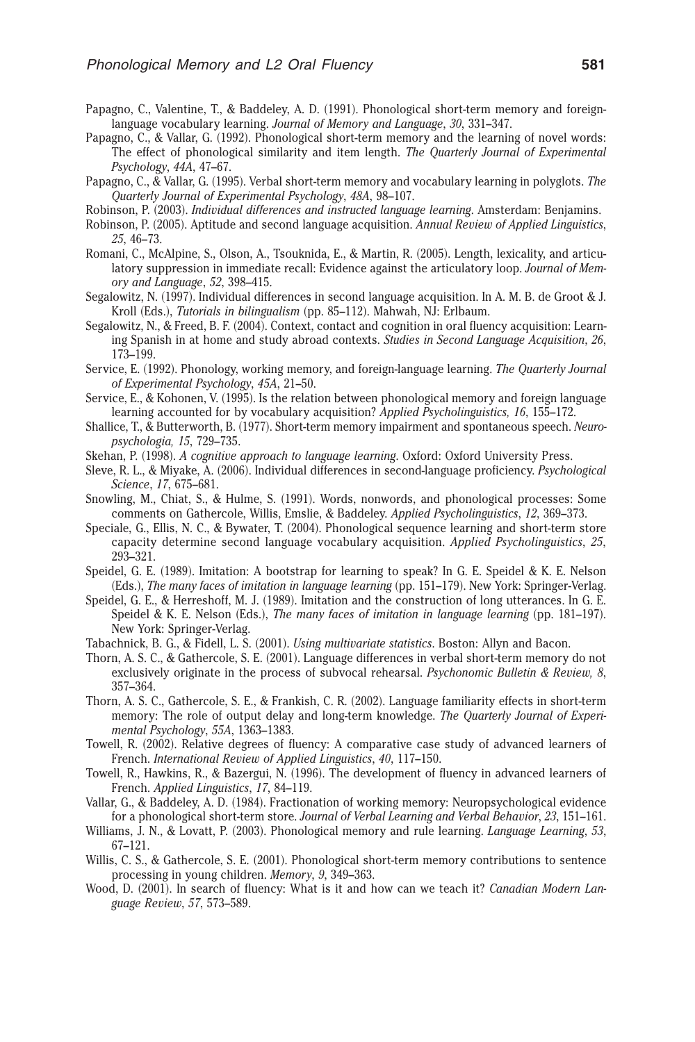Papagno, C., Valentine, T., & Baddeley, A. D. (1991). Phonological short-term memory and foreign-language vocabulary learning. *Journal of Memory and Language*, *30*, 331–347.

Papagno, C., & Vallar, G. (1992). Phonological short-term memory and the learning of novel words: The effect of phonological similarity and item length. *The Quarterly Journal of Experimental Psychology*, *44A*, 47–67.

Papagno, C., & Vallar, G. (1995). Verbal short-term memory and vocabulary learning in polyglots. *The Quarterly Journal of Experimental Psychology*, *48A*, 98–107.

Robinson, P. (2003). *Individual differences and instructed language learning*. Amsterdam: Benjamins.

Robinson, P. (2005). Aptitude and second language acquisition. *Annual Review of Applied Linguistics*, *25*, 46–73.

Romani, C., McAlpine, S., Olson, A., Tsouknida, E., & Martin, R. (2005). Length, lexicality, and articulatory suppression in immediate recall: Evidence against the articulatory loop. *Journal of Memory and Language*, *52*, 398–415.

Segalowitz, N. (1997). Individual differences in second language acquisition. In A. M. B. de Groot & J. Kroll (Eds.), *Tutorials in bilingualism* (pp. 85–112). Mahwah, NJ: Erlbaum.

Segalowitz, N., & Freed, B. F. (2004). Context, contact and cognition in oral fluency acquisition: Learning Spanish in at home and study abroad contexts. *Studies in Second Language Acquisition*, *26*, 173–199.

Service, E. (1992). Phonology, working memory, and foreign-language learning. *The Quarterly Journal of Experimental Psychology*, *45A*, 21–50.

Service, E., & Kohonen, V. (1995). Is the relation between phonological memory and foreign language learning accounted for by vocabulary acquisition? *Applied Psycholinguistics, 16*, 155–172.

Shallice, T., & Butterworth, B. (1977). Short-term memory impairment and spontaneous speech. *Neuropsychologia, 15*, 729–735.

Skehan, P. (1998). *A cognitive approach to language learning*. Oxford: Oxford University Press.

Sleve, R. L., & Miyake, A. (2006). Individual differences in second-language proficiency. *Psychological Science*, *17*, 675–681.

Snowling, M., Chiat, S., & Hulme, S. (1991). Words, nonwords, and phonological processes: Some comments on Gathercole, Willis, Emslie, & Baddeley. *Applied Psycholinguistics*, *12*, 369–373.

Speciale, G., Ellis, N. C., & Bywater, T. (2004). Phonological sequence learning and short-term store capacity determine second language vocabulary acquisition. *Applied Psycholinguistics*, *25*, 293–321.

Speidel, G. E. (1989). Imitation: A bootstrap for learning to speak? In G. E. Speidel & K. E. Nelson (Eds.), *The many faces of imitation in language learning* (pp. 151–179). New York: Springer-Verlag.

Speidel, G. E., & Herreshoff, M. J. (1989). Imitation and the construction of long utterances. In G. E. Speidel & K. E. Nelson (Eds.), *The many faces of imitation in language learning* (pp. 181–197). New York: Springer-Verlag.

Tabachnick, B. G., & Fidell, L. S. (2001). *Using multivariate statistics*. Boston: Allyn and Bacon.

Thorn, A. S. C., & Gathercole, S. E. (2001). Language differences in verbal short-term memory do not exclusively originate in the process of subvocal rehearsal. *Psychonomic Bulletin & Review, 8*, 357–364.

Thorn, A. S. C., Gathercole, S. E., & Frankish, C. R. (2002). Language familiarity effects in short-term memory: The role of output delay and long-term knowledge. *The Quarterly Journal of Experimental Psychology*, *55A*, 1363–1383.

Towell, R. (2002). Relative degrees of fluency: A comparative case study of advanced learners of French. *International Review of Applied Linguistics*, *40*, 117–150.

Towell, R., Hawkins, R., & Bazergui, N. (1996). The development of fluency in advanced learners of French. *Applied Linguistics*, *17*, 84–119.

Vallar, G., & Baddeley, A. D. (1984). Fractionation of working memory: Neuropsychological evidence for a phonological short-term store. *Journal of Verbal Learning and Verbal Behavior*, *23*, 151–161.

Williams, J. N., & Lovatt, P. (2003). Phonological memory and rule learning. *Language Learning*, *53*, 67–121.

Willis, C. S., & Gathercole, S. E. (2001). Phonological short-term memory contributions to sentence processing in young children. *Memory*, *9*, 349–363.

Wood, D. (2001). In search of fluency: What is it and how can we teach it? *Canadian Modern Language Review*, *57*, 573–589.